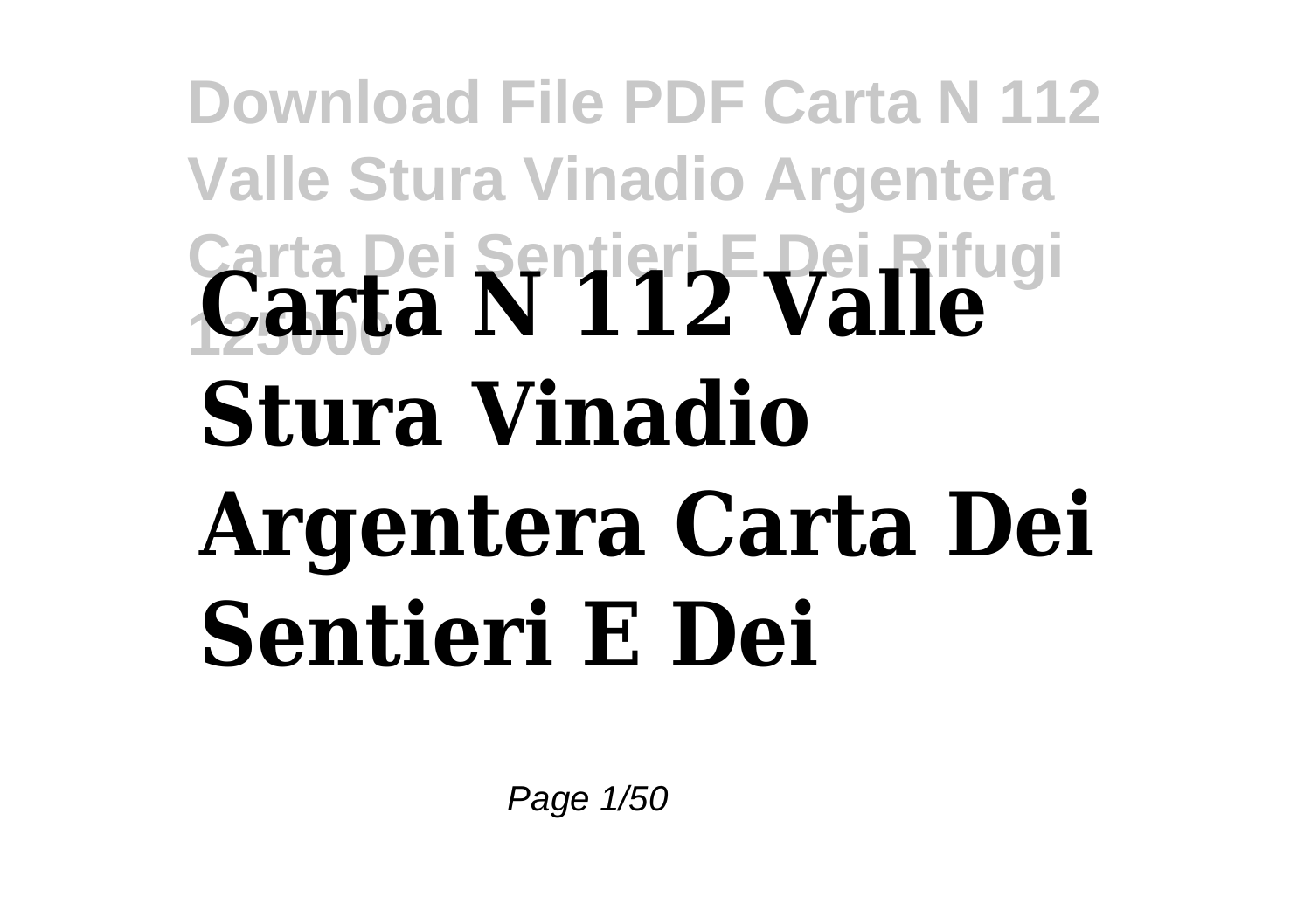# Carta N 112 Valle Stura Vinadio Argentera Carta Dei Sentieri E Dei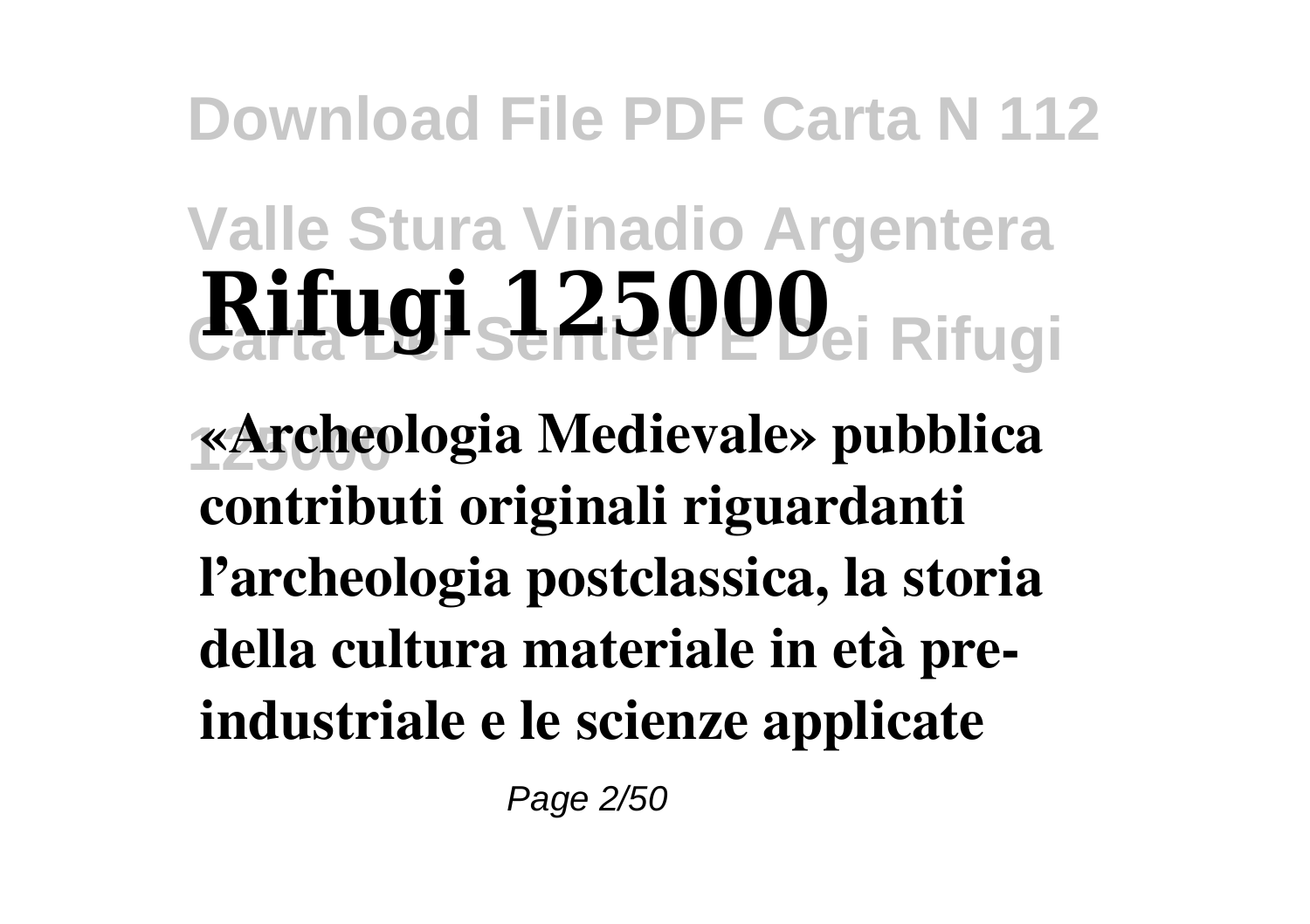«Archeologia Medievale» pubblica contributi originali riguardanti l'archeologia postclassica, la storia della cultura materiale in età pre-industriale e le scienze applicate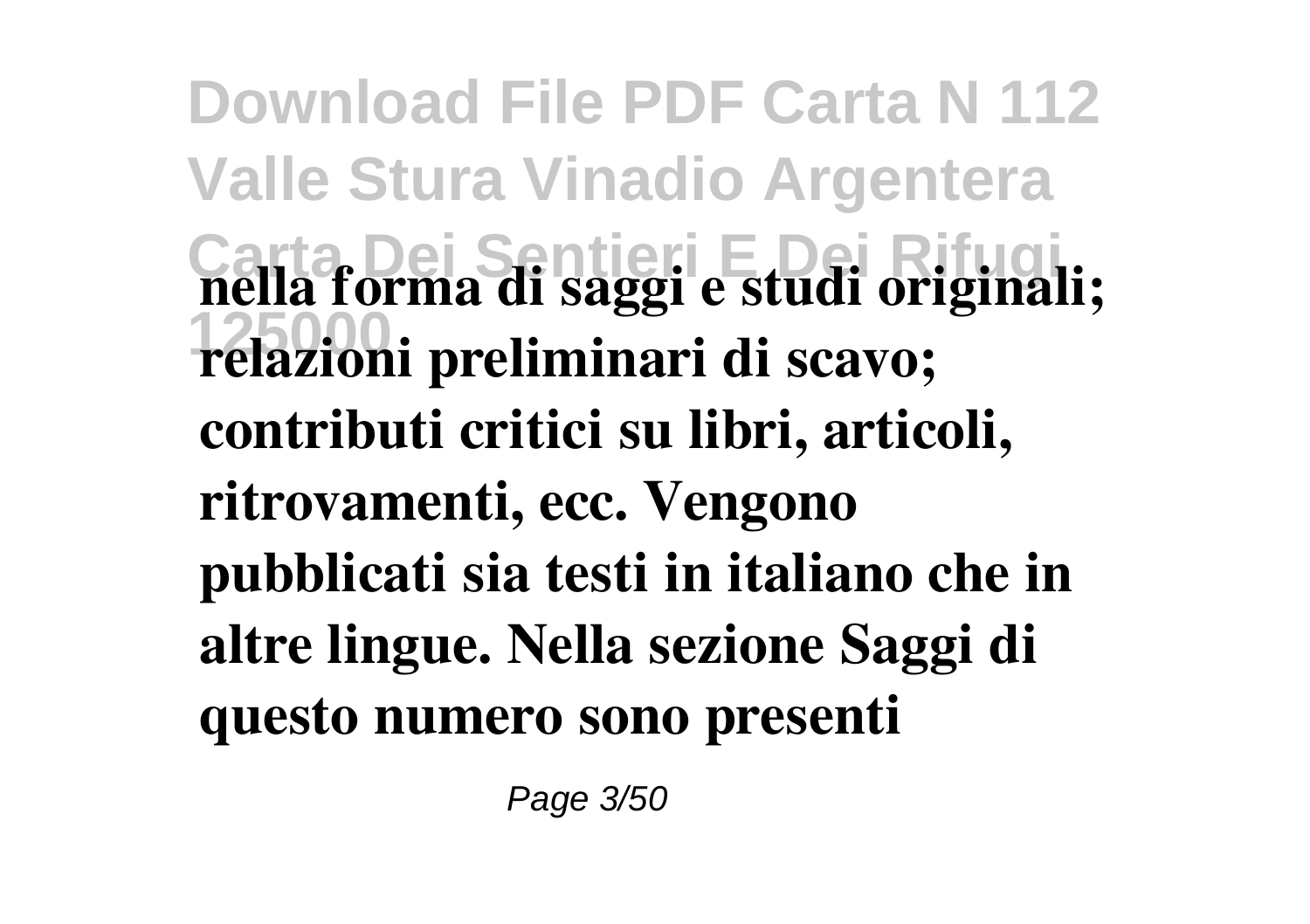**nella forma di saggi e studi originali; relazioni preliminari di scavo; contributi critici su libri, articoli, ritrovamenti, ecc. Vengono pubblicati sia testi in italiano che in altre lingue. Nella sezione Saggi di questo numero sono presenti**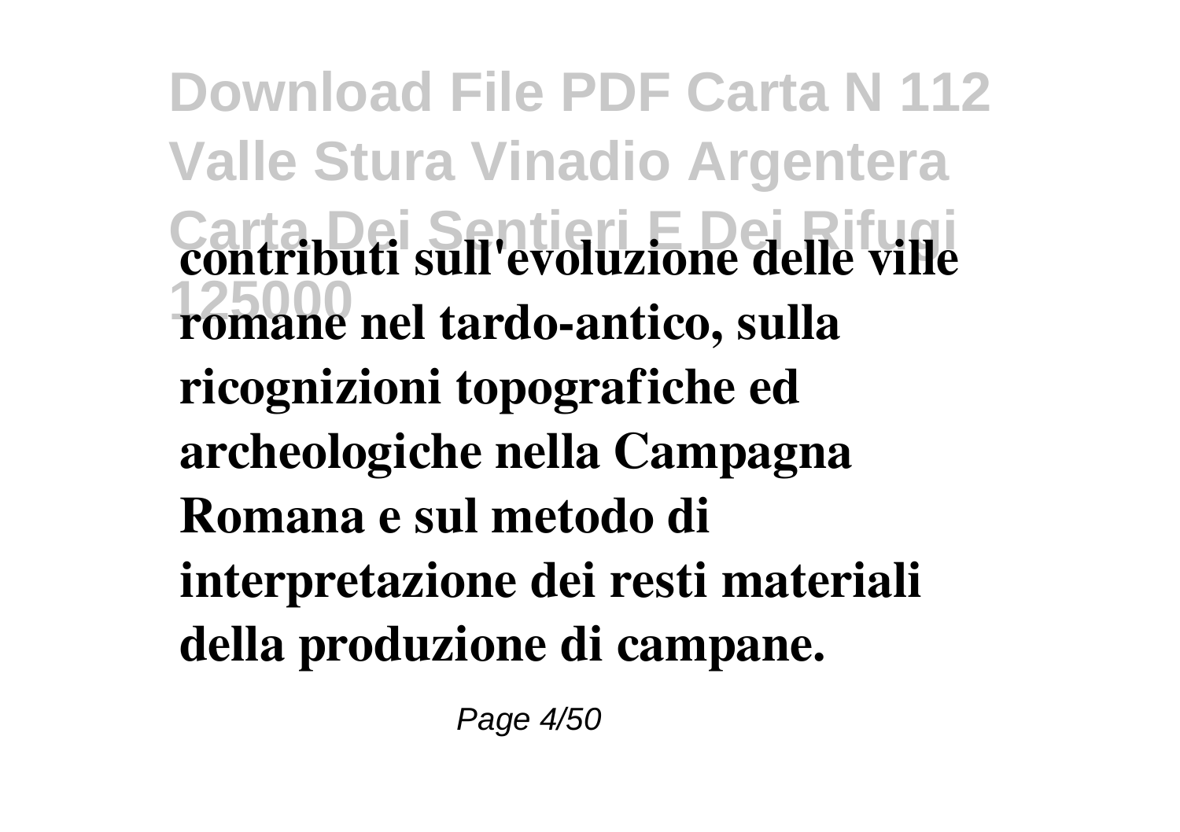**contributi sull'evoluzione delle ville romane nel tardo-antico, sulla ricognizioni topografiche ed archeologiche nella Campagna Romana e sul metodo di interpretazione dei resti materiali della produzione di campane.**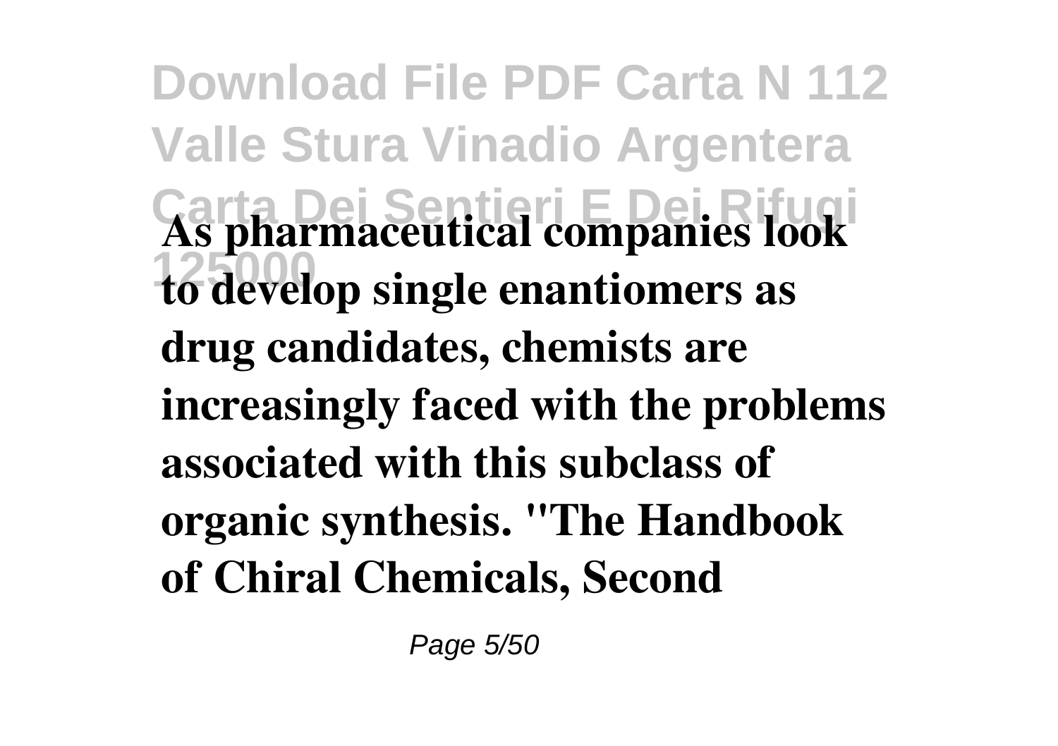**As pharmaceutical companies look to develop single enantiomers as drug candidates, chemists are increasingly faced with the problems associated with this subclass of organic synthesis. "The Handbook of Chiral Chemicals, Second**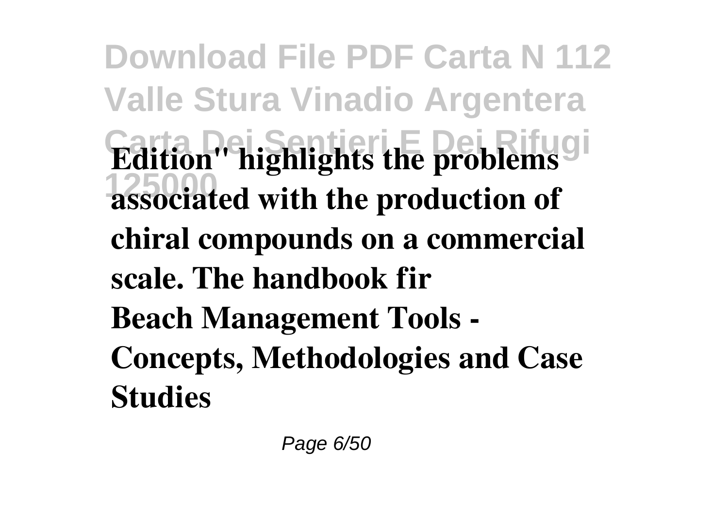**Edition" highlights the problems associated with the production of chiral compounds on a commercial scale. The handbook fir**

**Beach Management Tools - Concepts, Methodologies and Case Studies**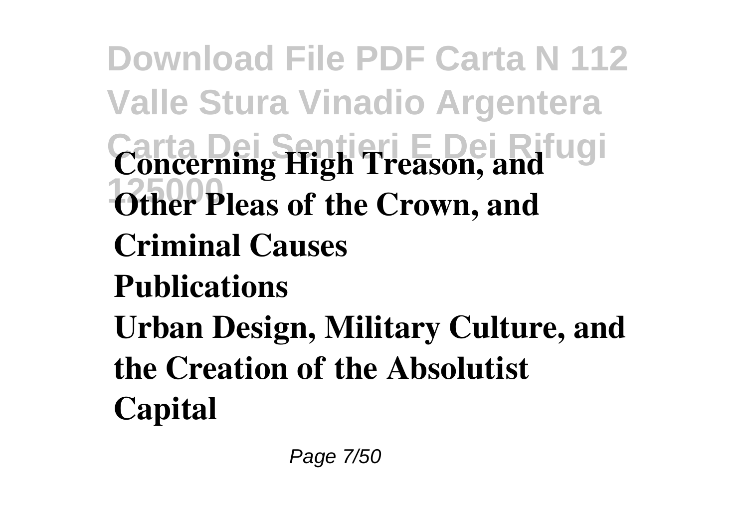**Concerning High Treason, and Other Pleas of the Crown, and Criminal Causes**

**Publications**

**Urban Design, Military Culture, and the Creation of the Absolutist Capital**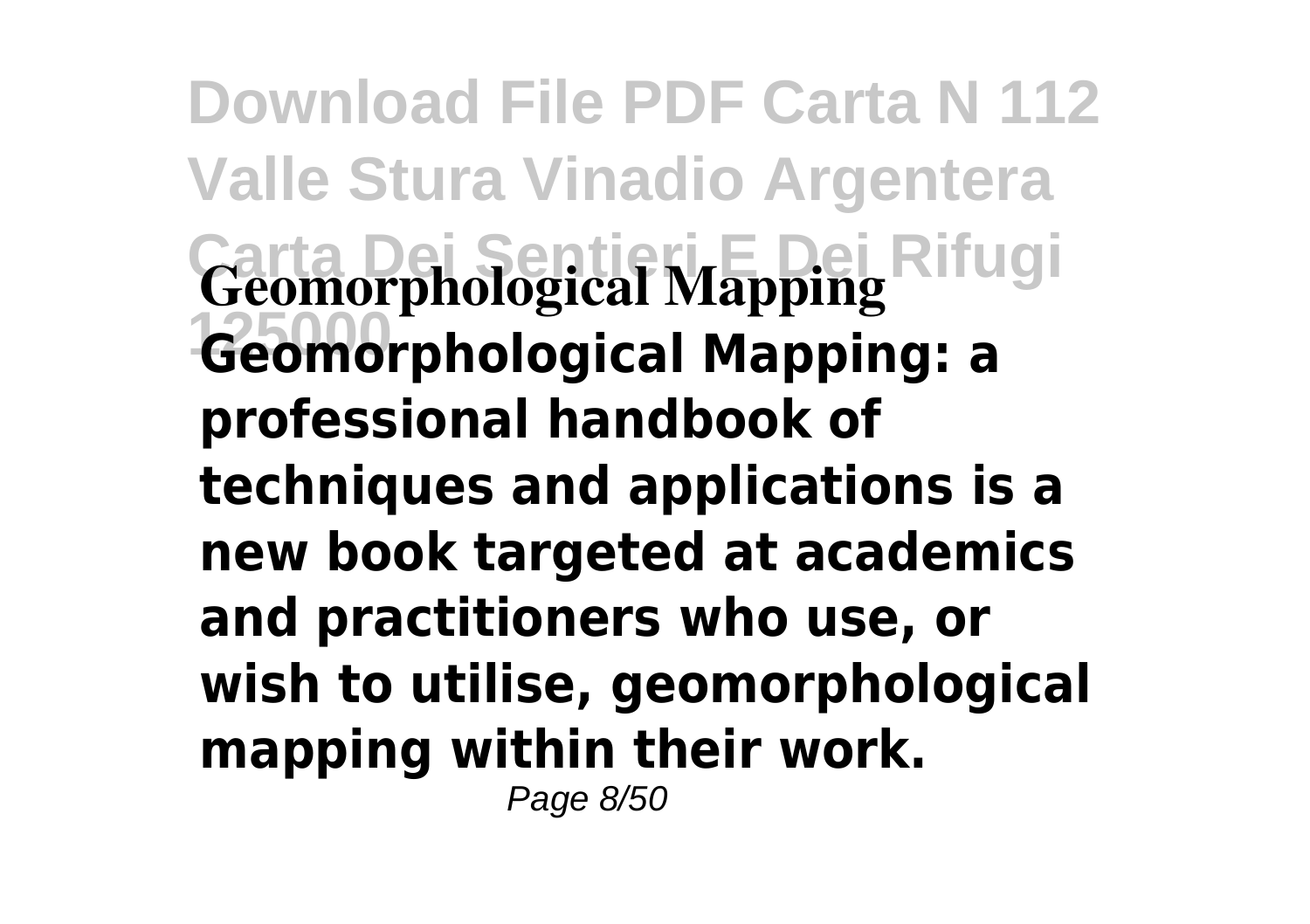**Geomorphological Mapping**

**Geomorphological Mapping: a professional handbook of techniques and applications is a new book targeted at academics and practitioners who use, or wish to utilise, geomorphological mapping within their work.**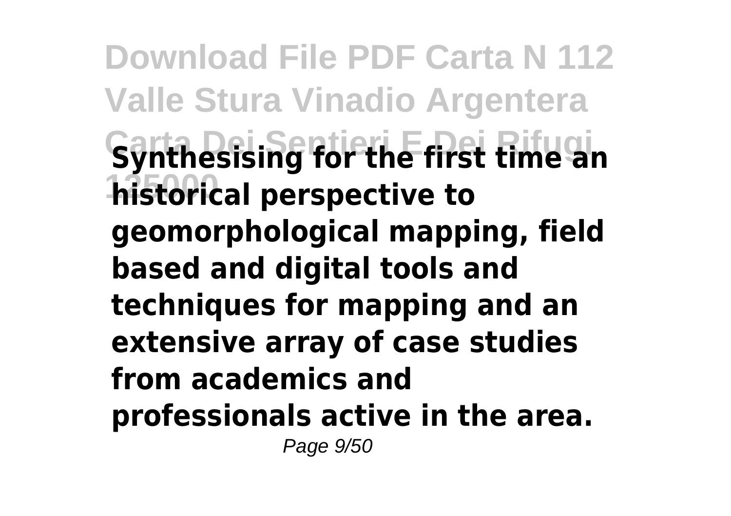**Synthesising for the first time an historical perspective to geomorphological mapping, field based and digital tools and techniques for mapping and an extensive array of case studies from academics and professionals active in the area.**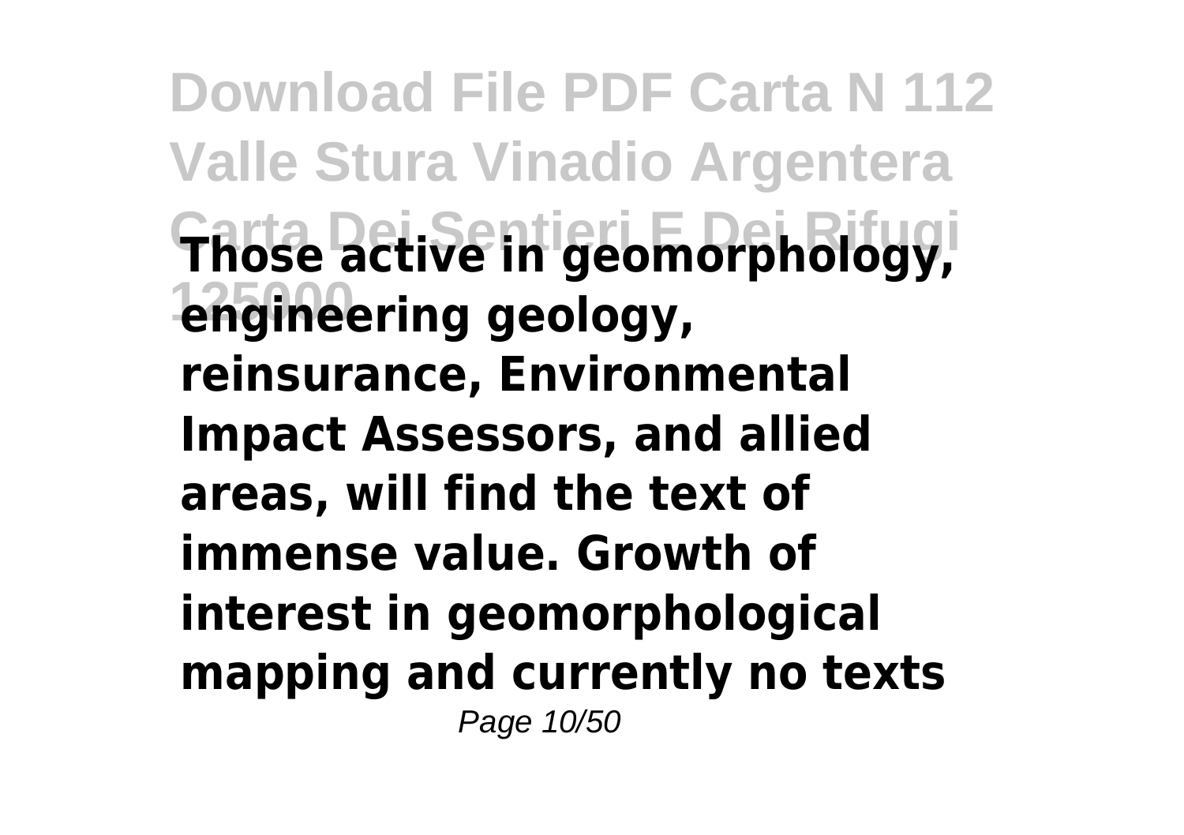**Those active in geomorphology, engineering geology, reinsurance, Environmental Impact Assessors, and allied areas, will find the text of immense value. Growth of interest in geomorphological mapping and currently no texts**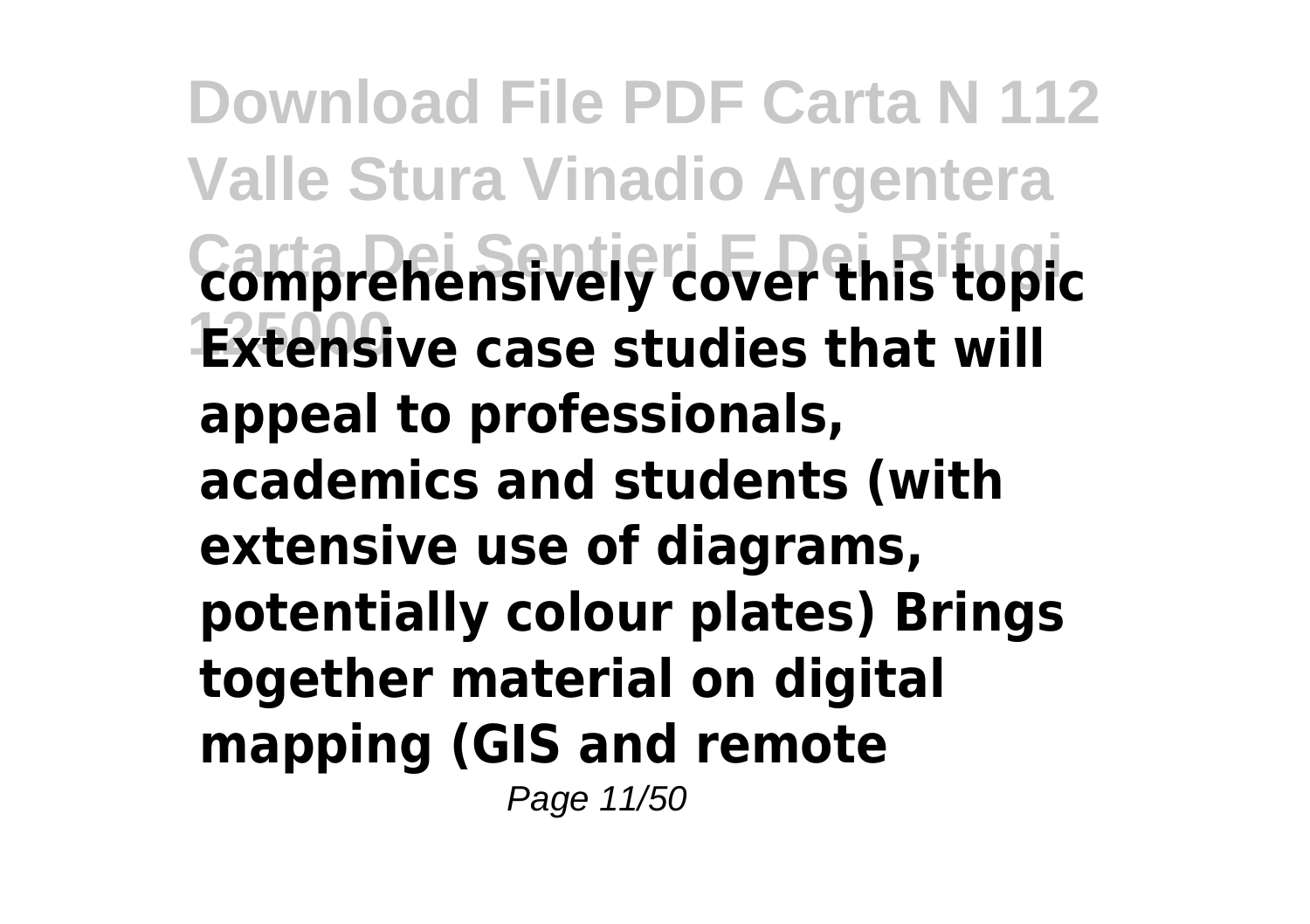**comprehensively cover this topic Extensive case studies that will appeal to professionals, academics and students (with extensive use of diagrams, potentially colour plates) Brings together material on digital mapping (GIS and remote**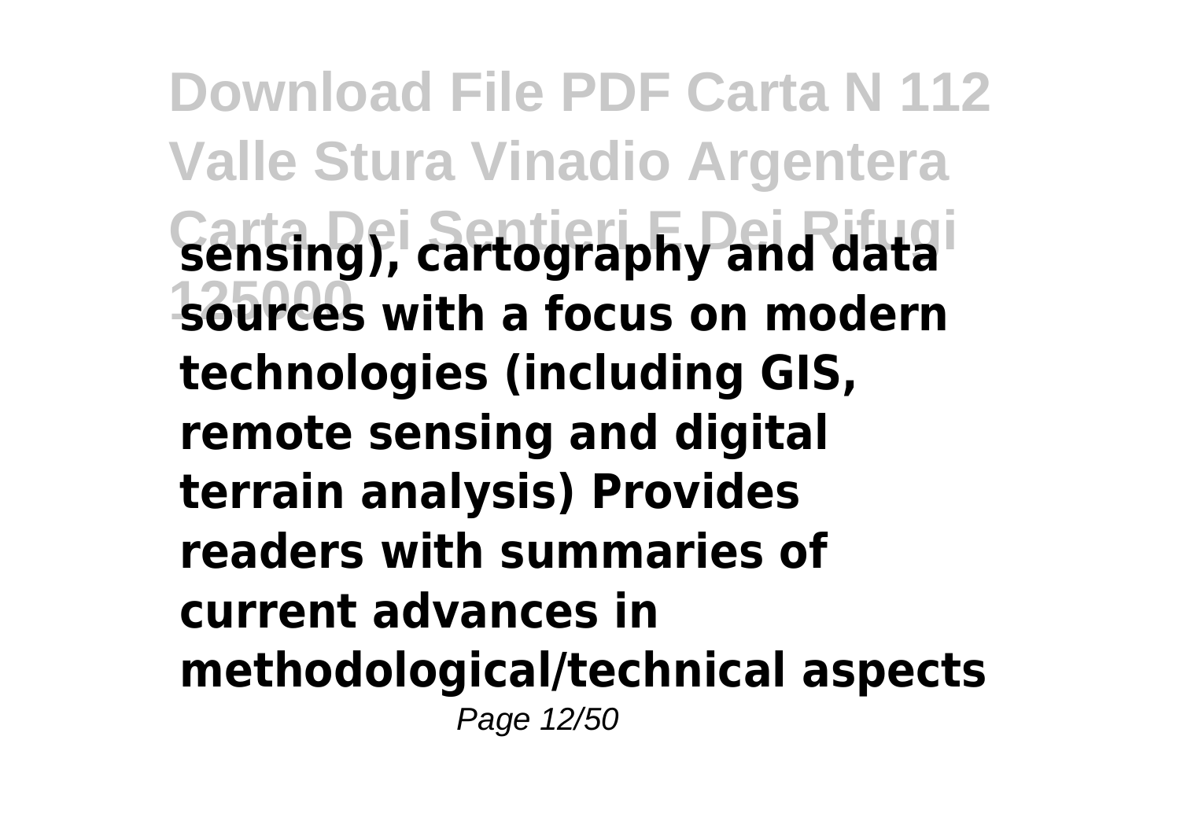**sensing), cartography and data sources with a focus on modern technologies (including GIS, remote sensing and digital terrain analysis) Provides readers with summaries of current advances in methodological/technical aspects**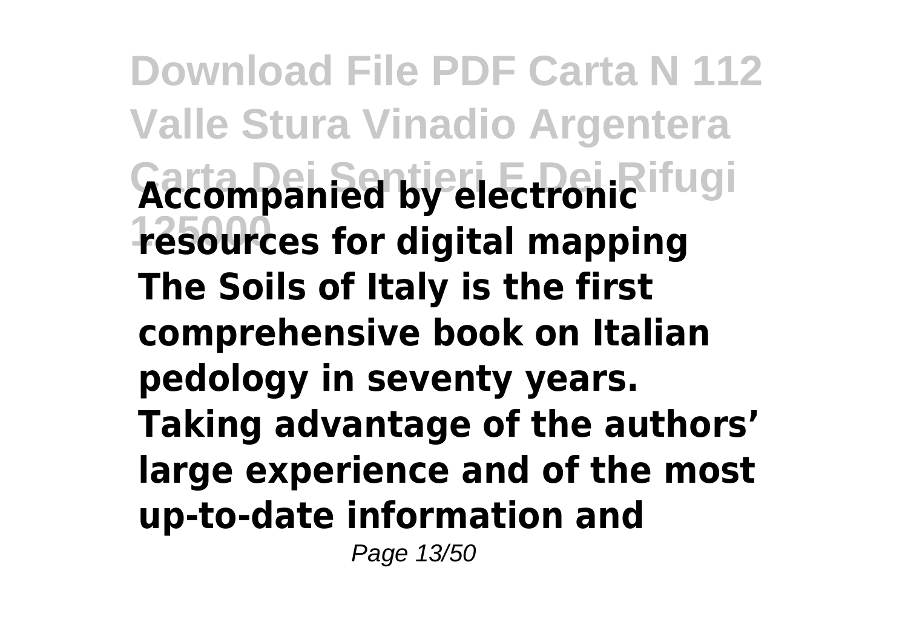**Accompanied by electronic resources for digital mapping**

**The Soils of Italy is the first comprehensive book on Italian pedology in seventy years. Taking advantage of the authors' large experience and of the most up-to-date information and**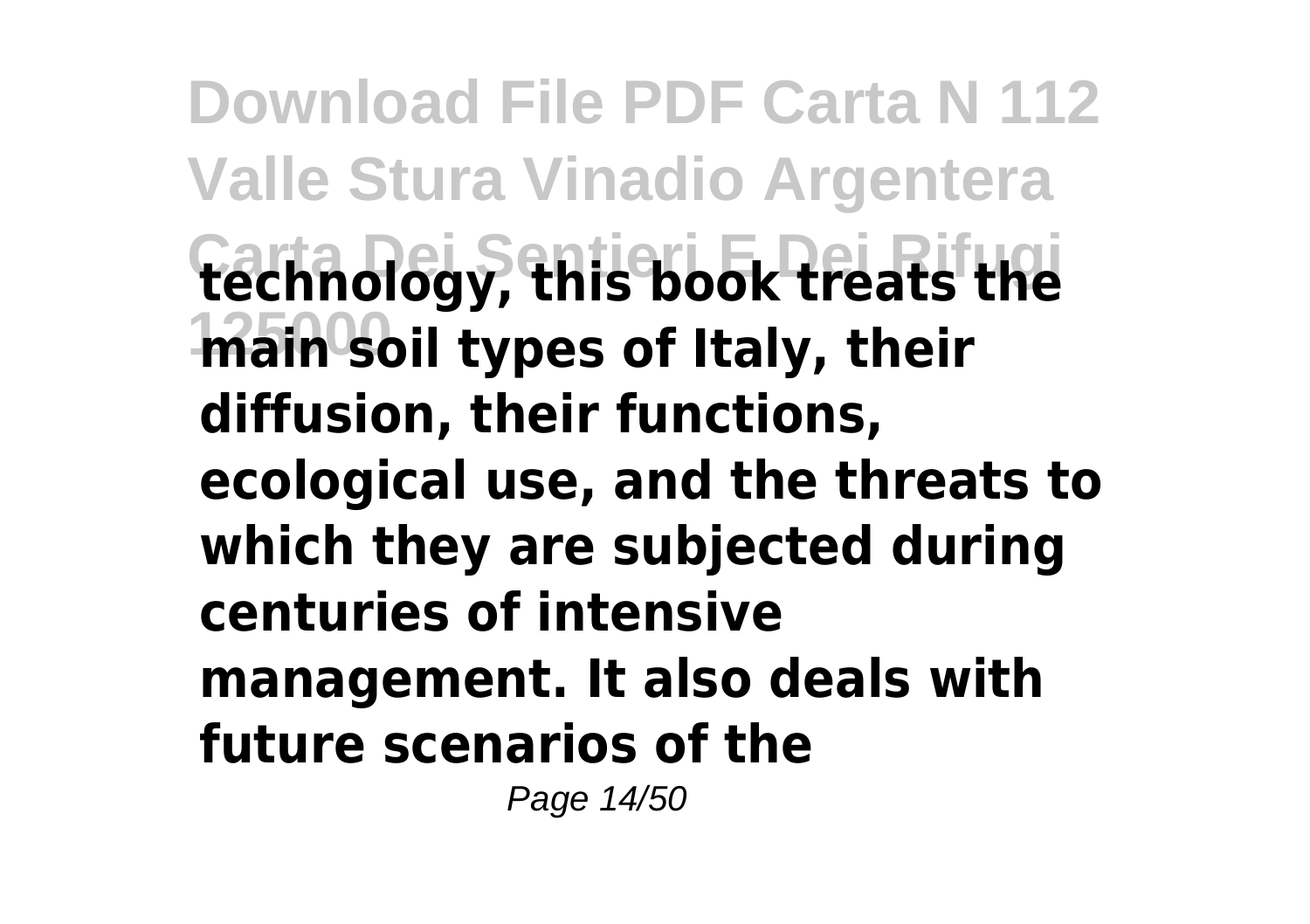**technology, this book treats the main soil types of Italy, their diffusion, their functions, ecological use, and the threats to which they are subjected during centuries of intensive management. It also deals with future scenarios of the**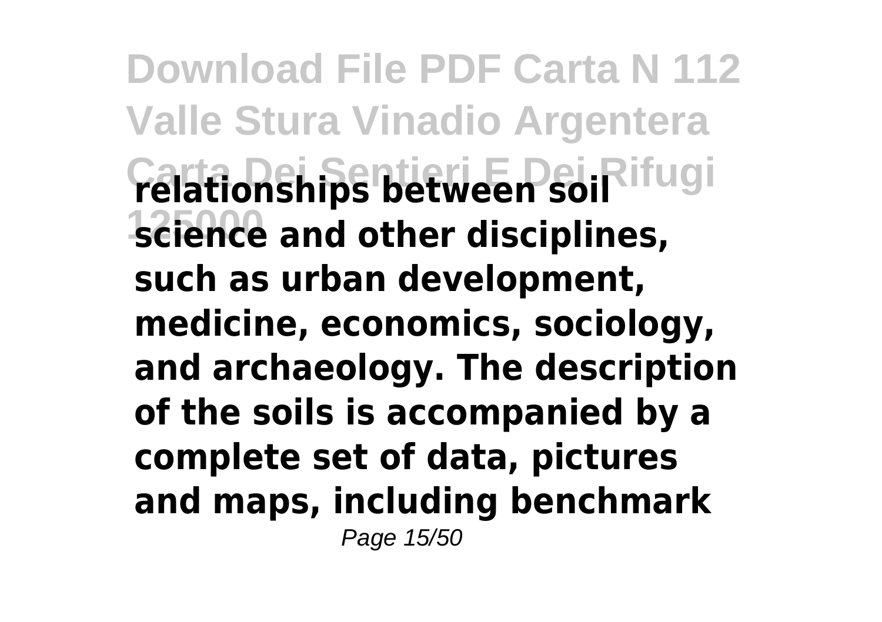**relationships between soil science and other disciplines, such as urban development, medicine, economics, sociology, and archaeology. The description of the soils is accompanied by a complete set of data, pictures and maps, including benchmark**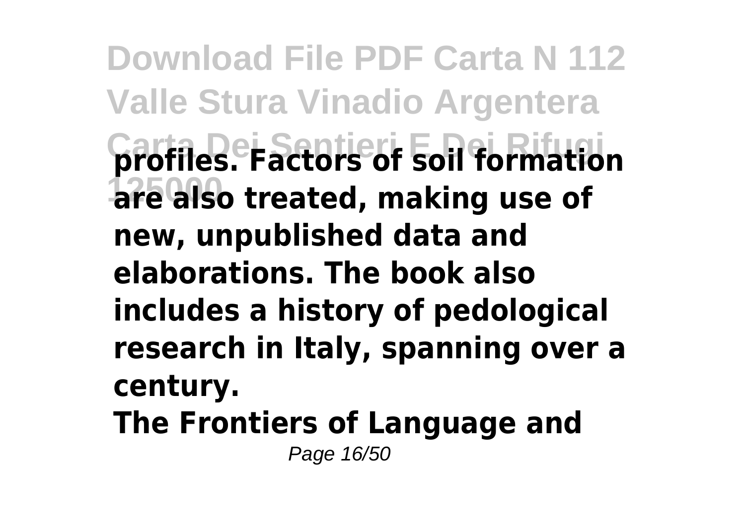**profiles. Factors of soil formation are also treated, making use of new, unpublished data and elaborations. The book also includes a history of pedological research in Italy, spanning over a century.**

**The Frontiers of Language and**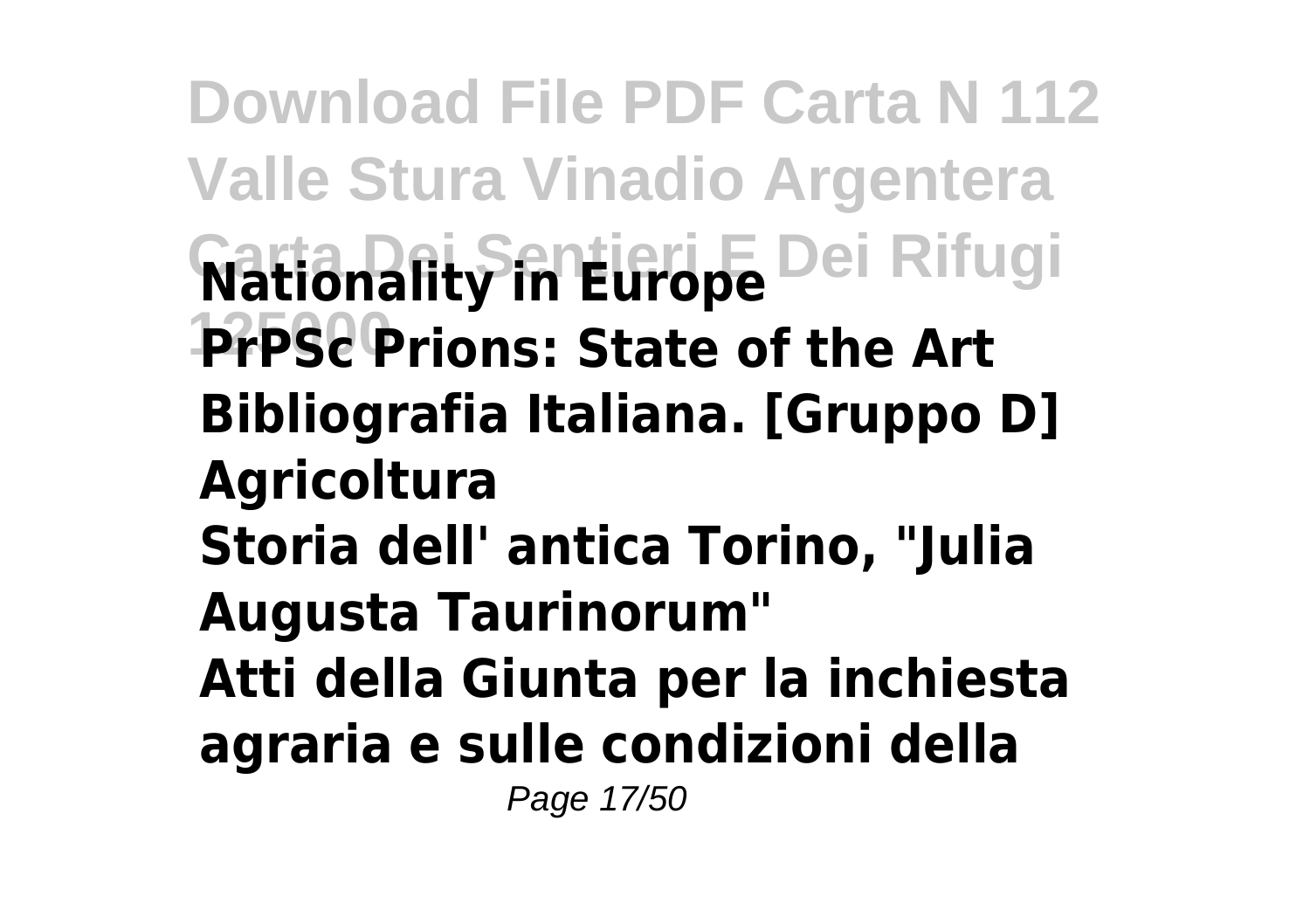**Nationality in Europe**
**PrPSc Prions: State of the Art**
**Bibliografia Italiana. [Gruppo D] Agricoltura**
**Storia dell' antica Torino, "Julia Augusta Taurinorum"**
**Atti della Giunta per la inchiesta agraria e sulle condizioni della**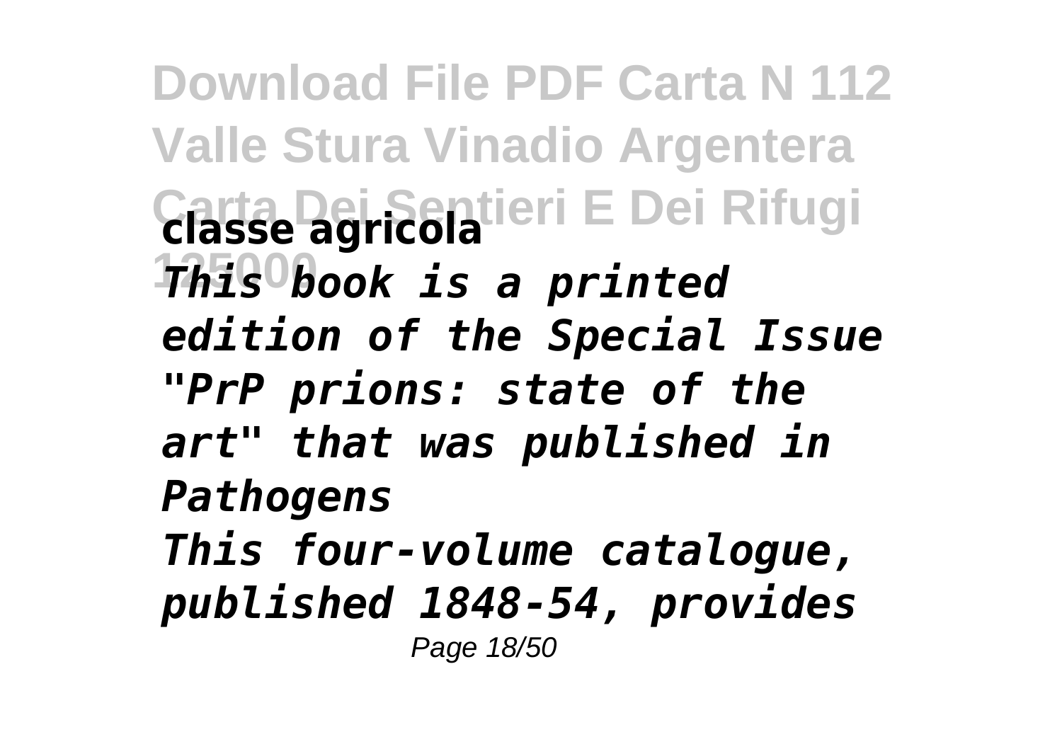**classe agricola**

***This book is a printed edition of the Special Issue "PrP prions: state of the art" that was published in Pathogens***

***This four-volume catalogue, published 1848-54, provides***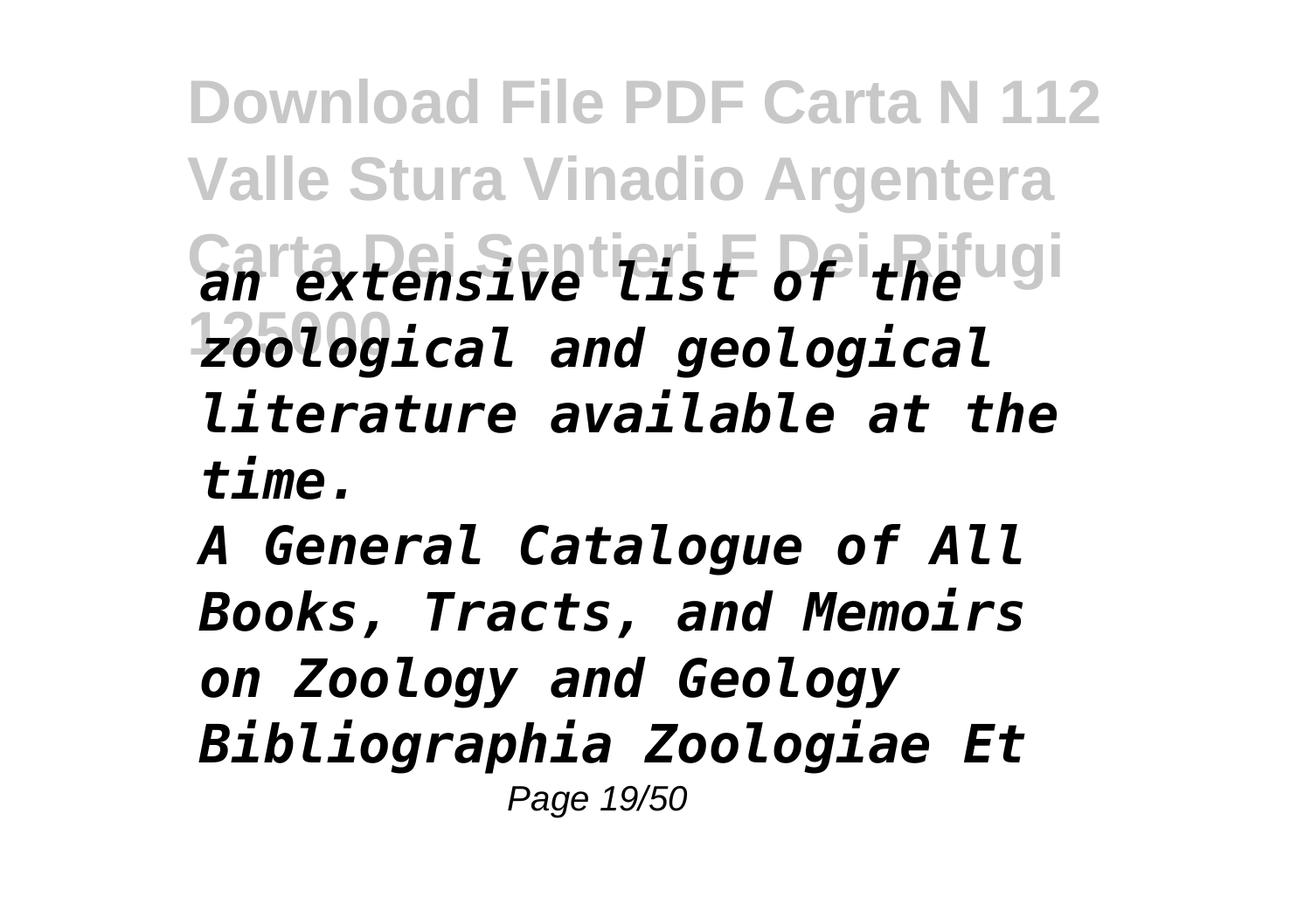*an extensive list of the zoological and geological literature available at the time.*

*A General Catalogue of All Books, Tracts, and Memoirs on Zoology and Geology Bibliographia Zoologiae Et*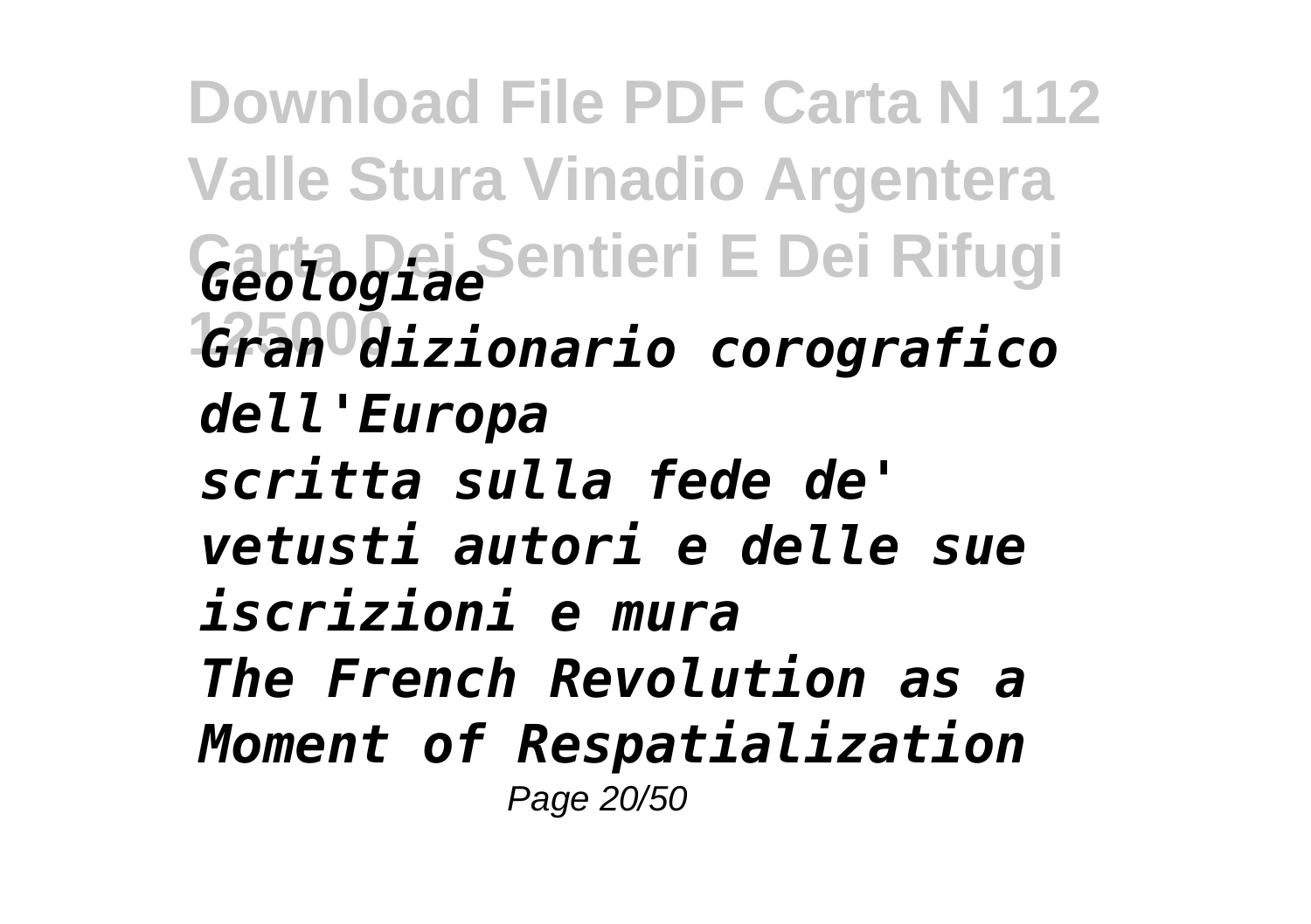*Geologiae*
*Gran dizionario corografico dell'Europa*
*scritta sulla fede de' vetusti autori e delle sue iscrizioni e mura*
*The French Revolution as a Moment of Respatialization*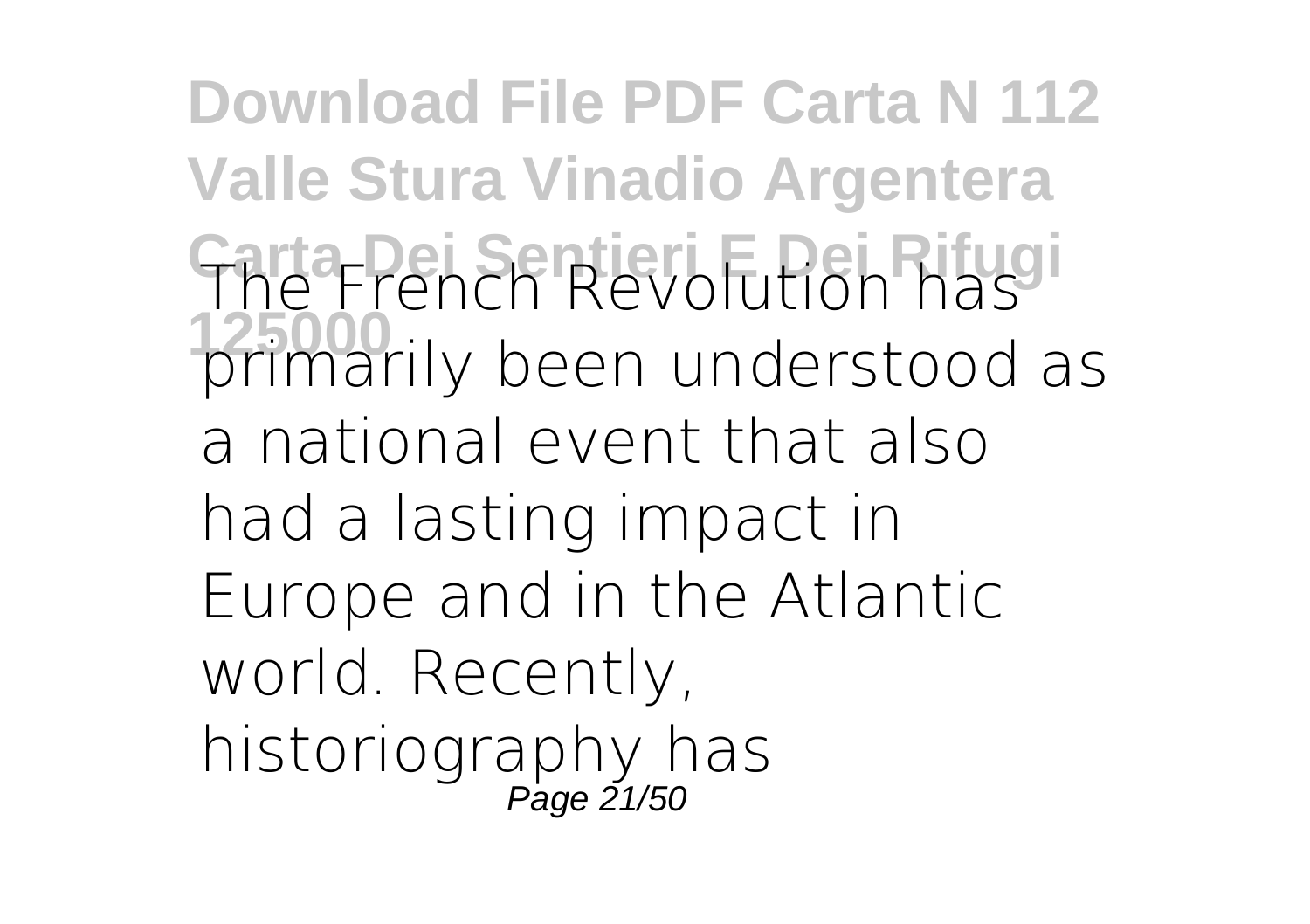The French Revolution has primarily been understood as a national event that also had a lasting impact in Europe and in the Atlantic world. Recently, historiography has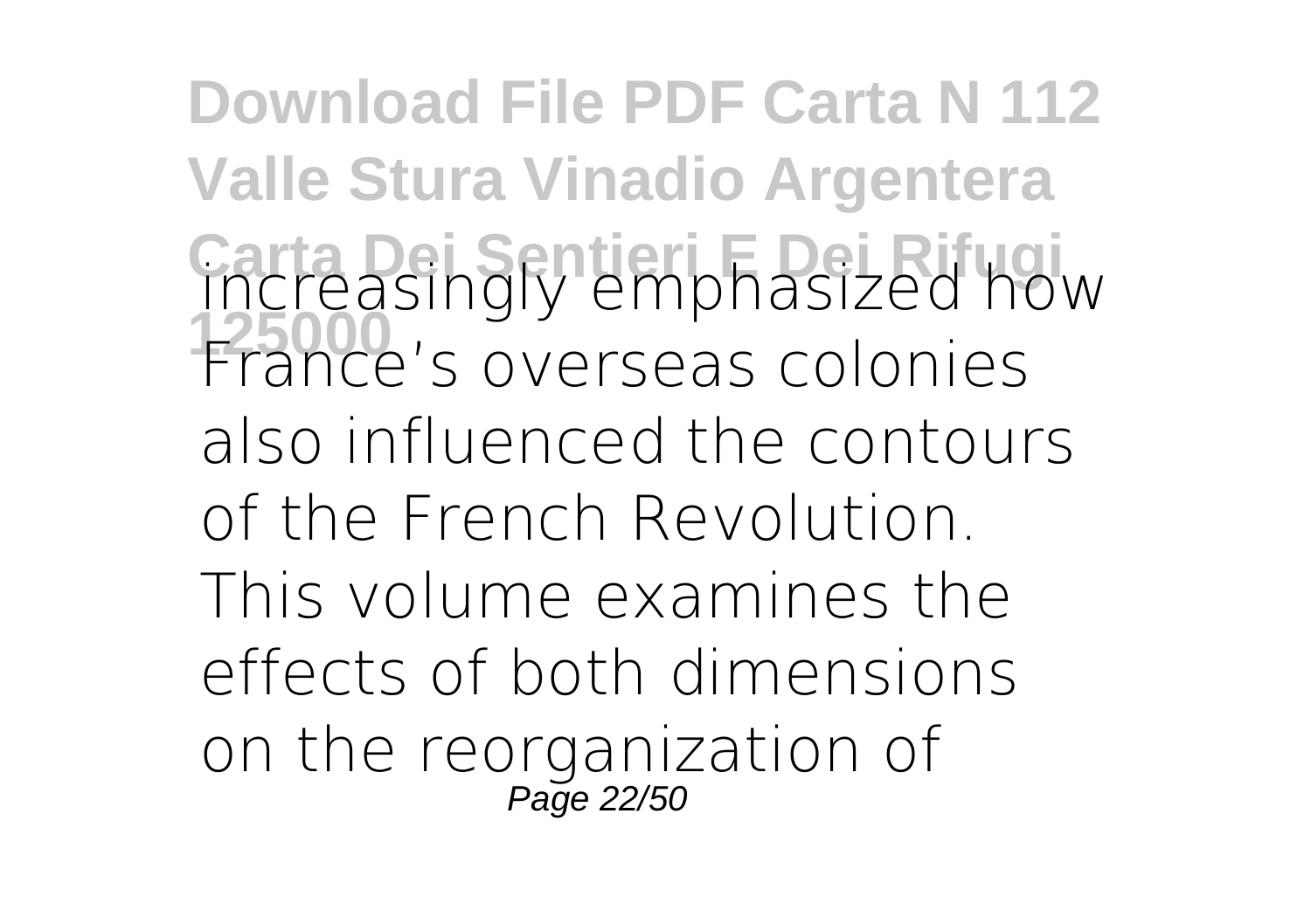increasingly emphasized how France's overseas colonies also influenced the contours of the French Revolution. This volume examines the effects of both dimensions on the reorganization of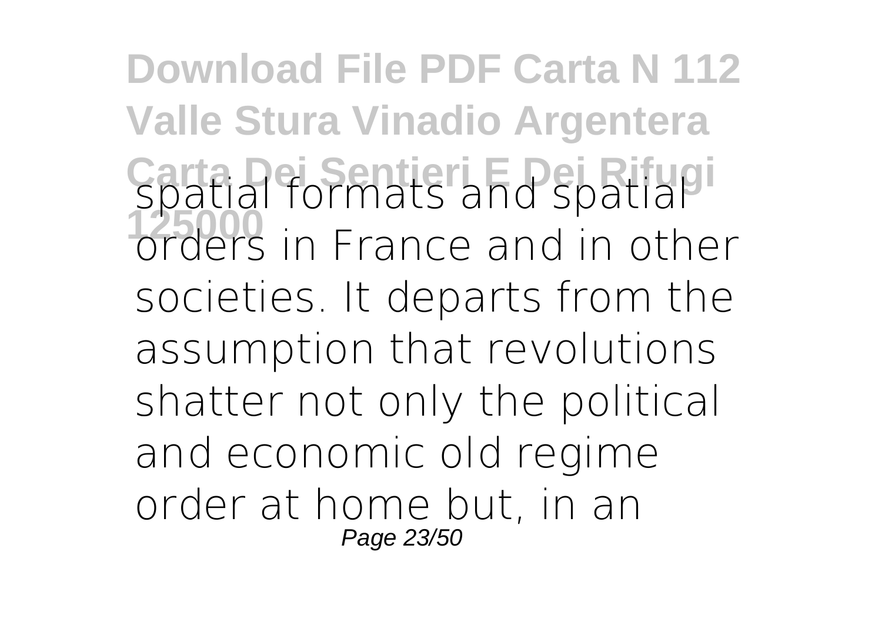spatial formats and spatial orders in France and in other societies. It departs from the assumption that revolutions shatter not only the political and economic old regime order at home but, in an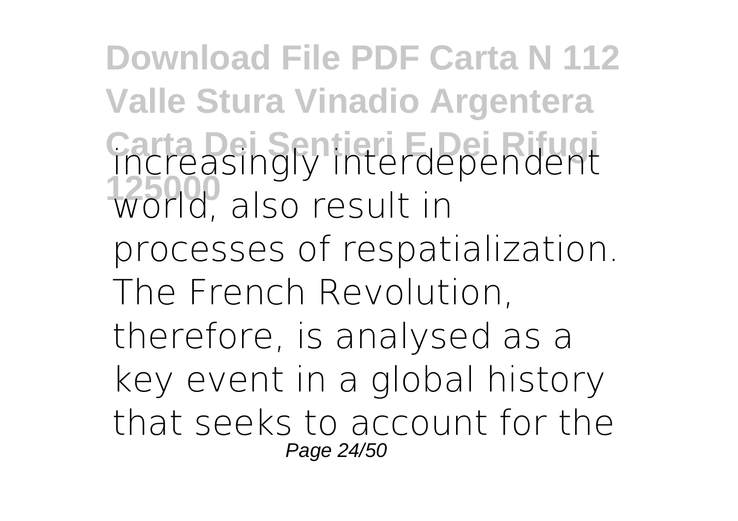increasingly interdependent world, also result in processes of respatialization. The French Revolution, therefore, is analysed as a key event in a global history that seeks to account for the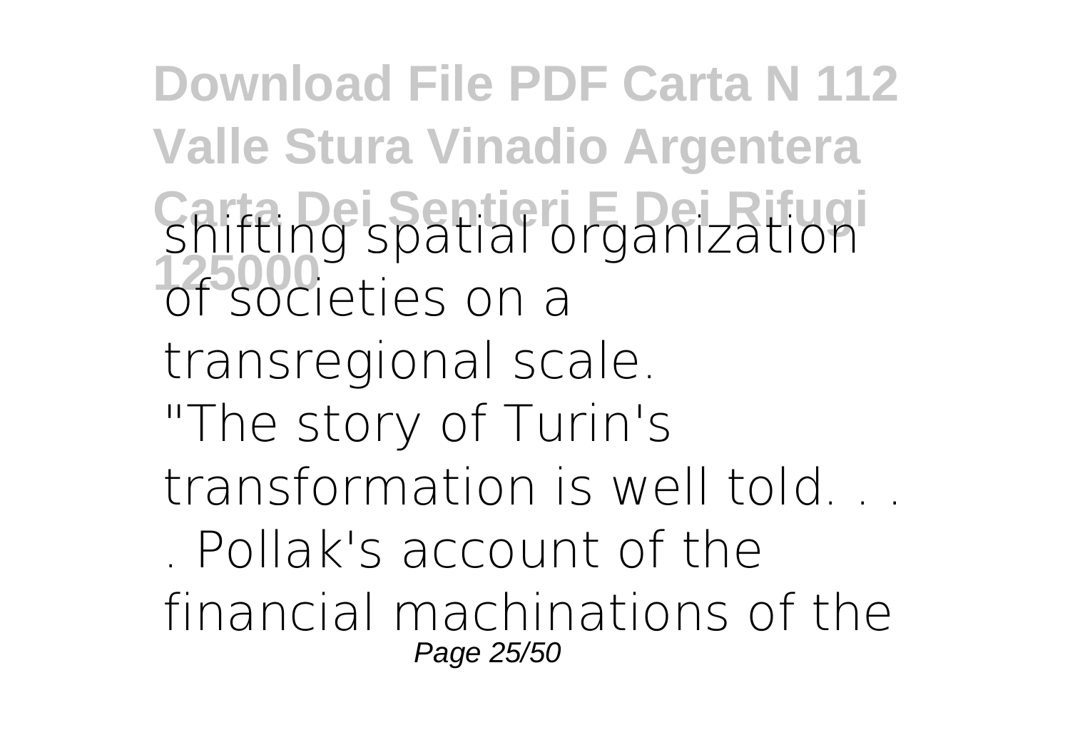shifting spatial organization of societies on a transregional scale.

"The story of Turin's transformation is well told. . . . Pollak's account of the financial machinations of the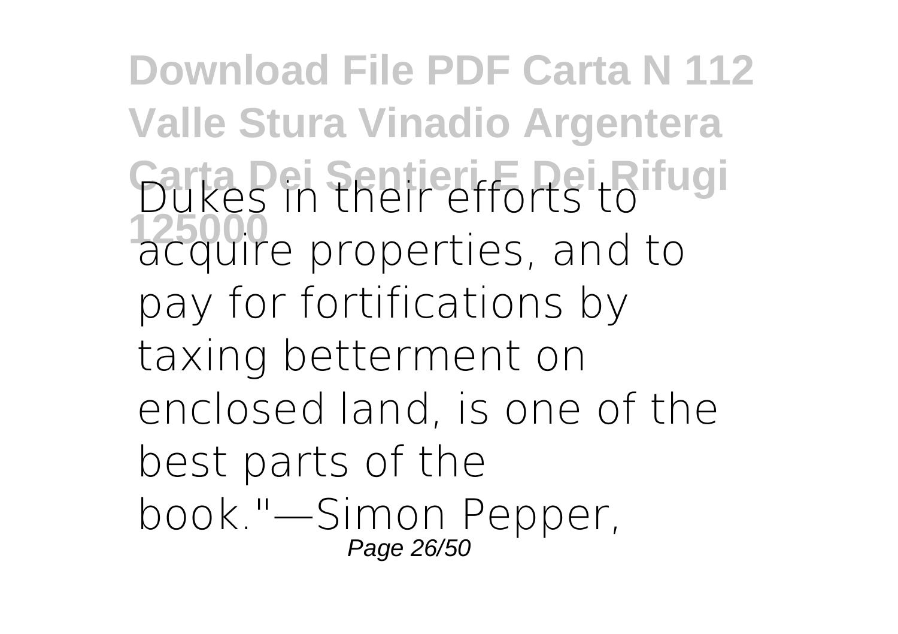Dukes in their efforts to acquire properties, and to pay for fortifications by taxing betterment on enclosed land, is one of the best parts of the book."—Simon Pepper,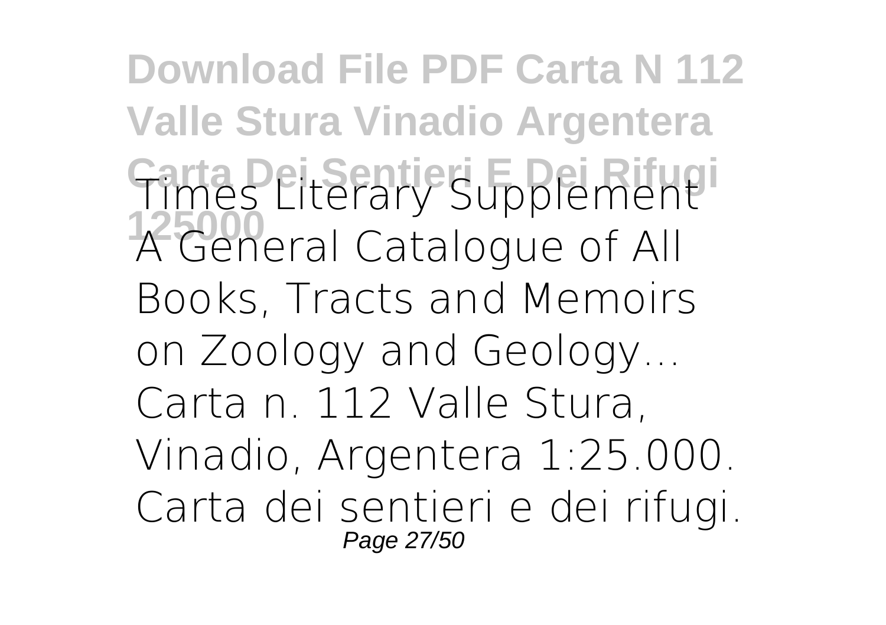Times Literary Supplement
A General Catalogue of All Books, Tracts and Memoirs on Zoology and Geology...
Carta n. 112 Valle Stura, Vinadio, Argentera 1:25.000. Carta dei sentieri e dei rifugi.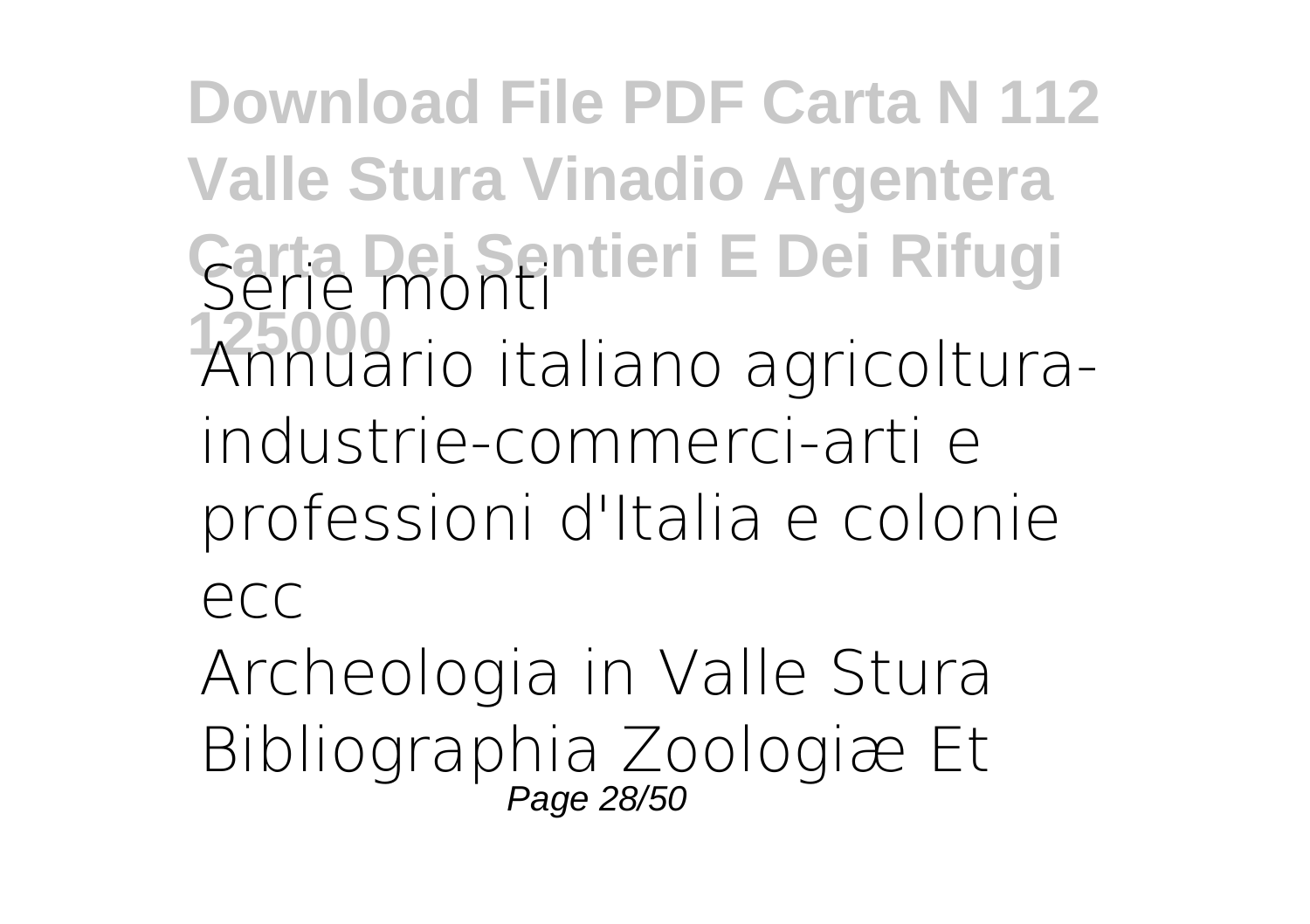Serie monti

Annuario italiano agricoltura-industrie-commerci-arti e professioni d'Italia e colonie ecc

Archeologia in Valle Stura

Bibliographia Zoologiæ Et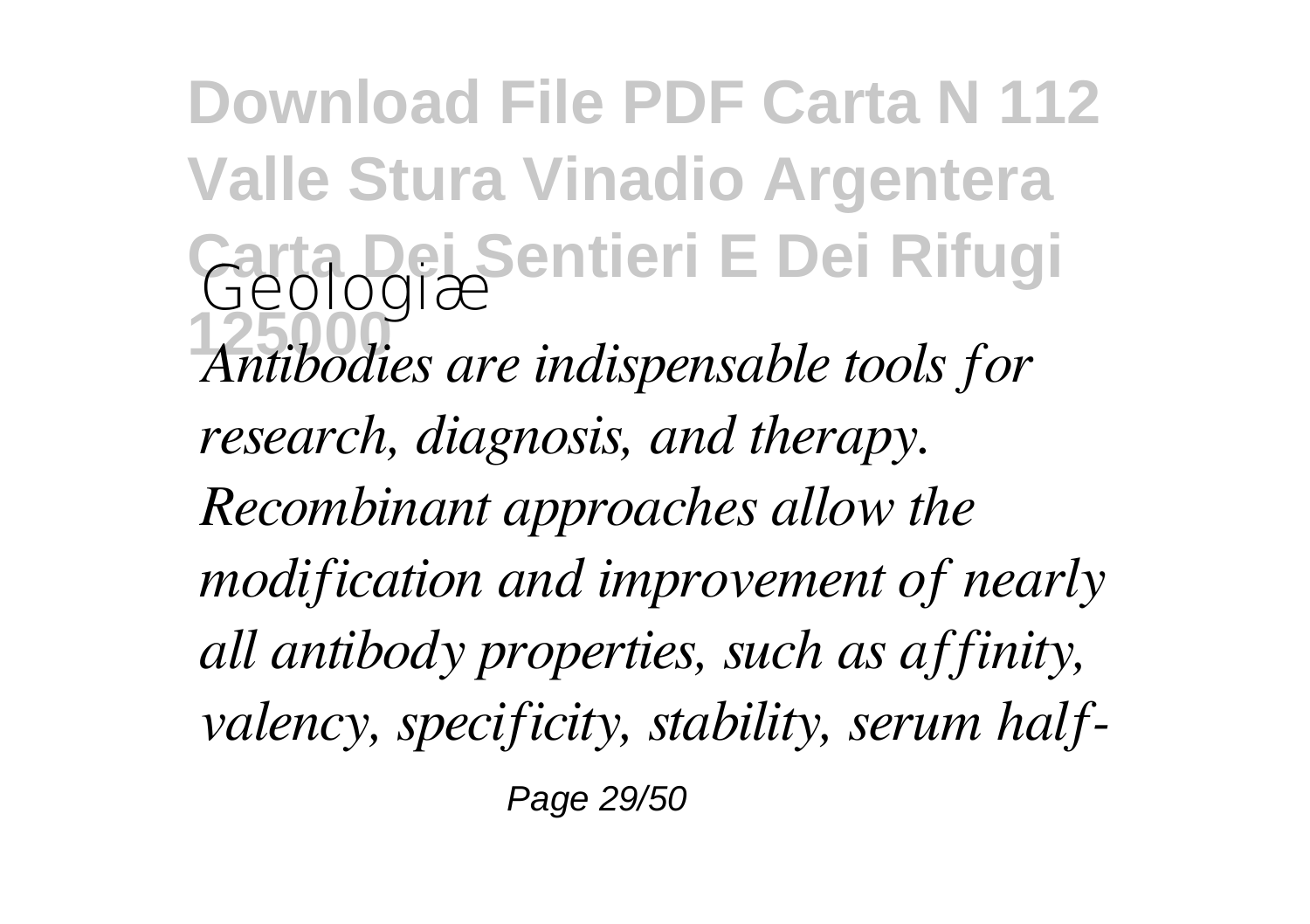Geologiæ

*Antibodies are indispensable tools for research, diagnosis, and therapy. Recombinant approaches allow the modification and improvement of nearly all antibody properties, such as affinity, valency, specificity, stability, serum half-*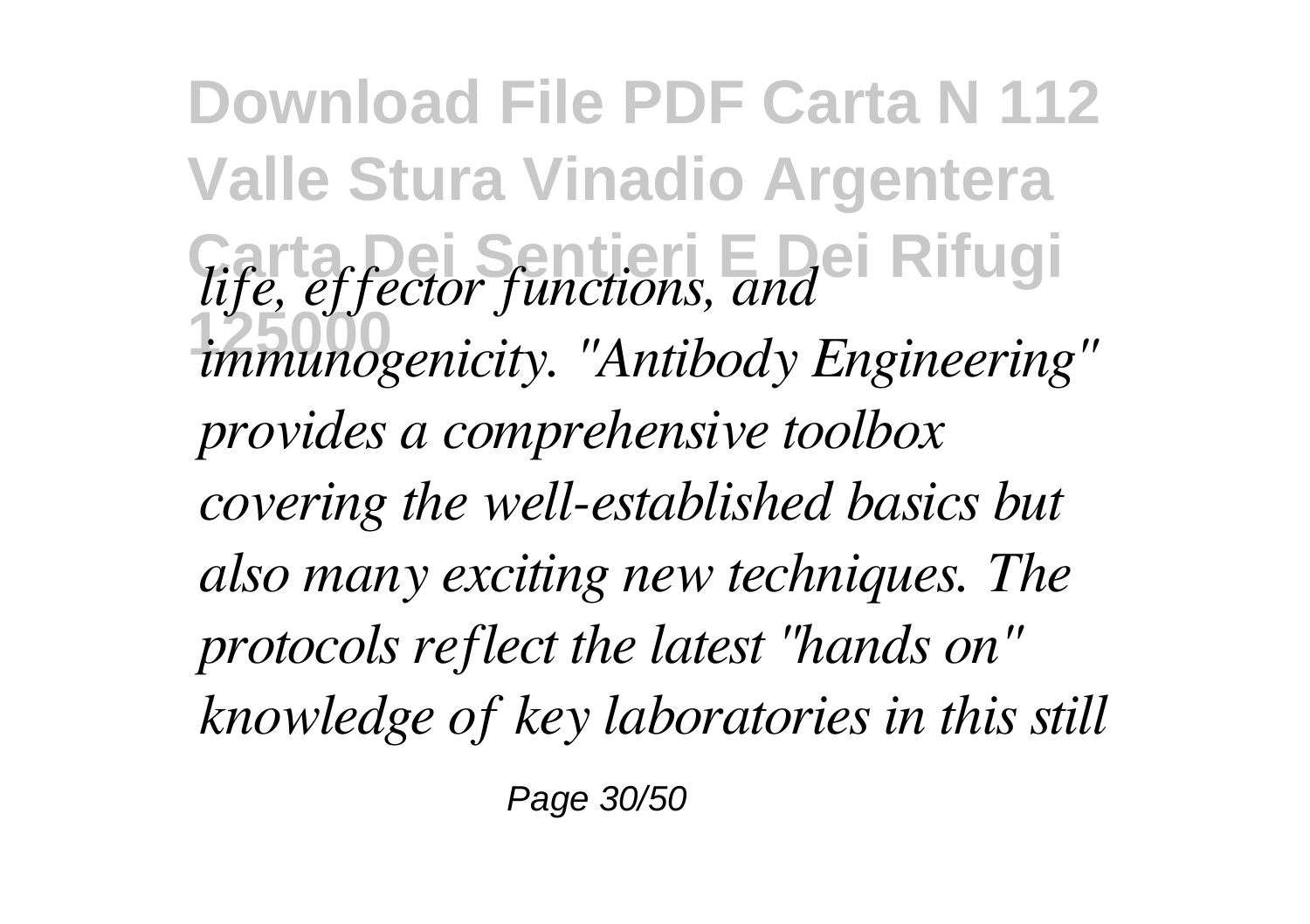*life, effector functions, and immunogenicity. "Antibody Engineering" provides a comprehensive toolbox covering the well-established basics but also many exciting new techniques. The protocols reflect the latest "hands on" knowledge of key laboratories in this still*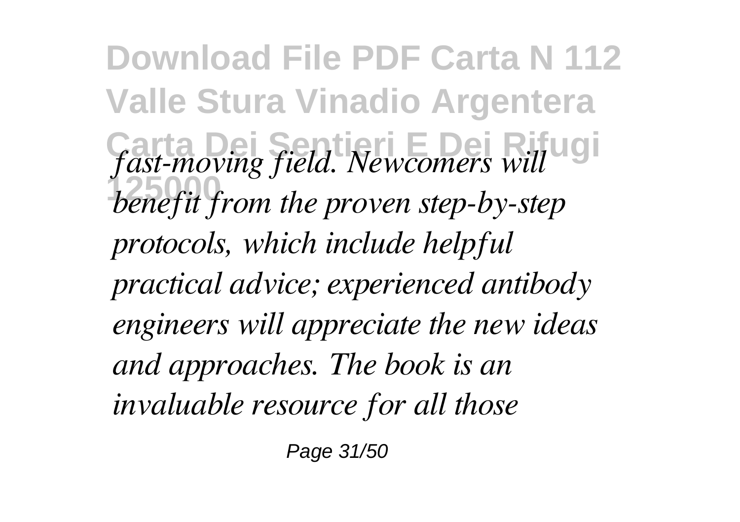*fast-moving field. Newcomers will benefit from the proven step-by-step protocols, which include helpful practical advice; experienced antibody engineers will appreciate the new ideas and approaches. The book is an invaluable resource for all those*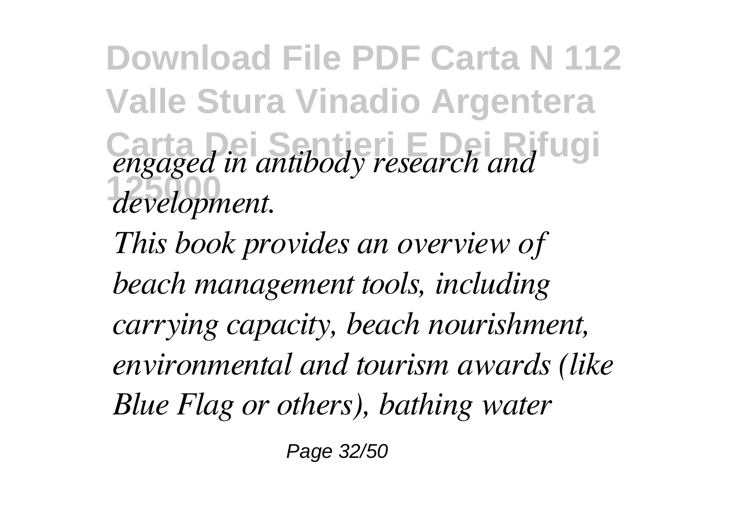*engaged in antibody research and development.*

*This book provides an overview of beach management tools, including carrying capacity, beach nourishment, environmental and tourism awards (like Blue Flag or others), bathing water*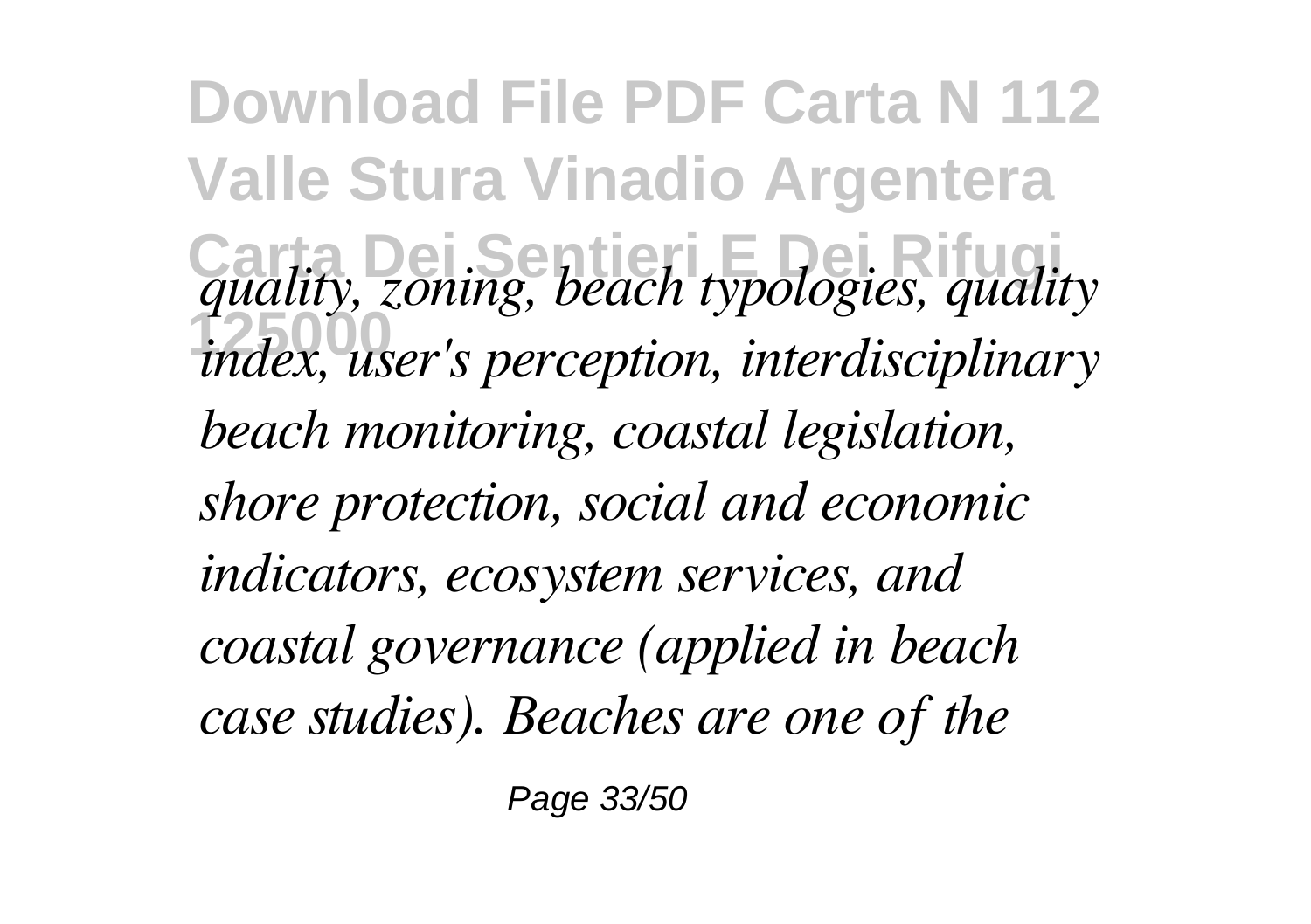*quality, zoning, beach typologies, quality index, user's perception, interdisciplinary beach monitoring, coastal legislation, shore protection, social and economic indicators, ecosystem services, and coastal governance (applied in beach case studies). Beaches are one of the*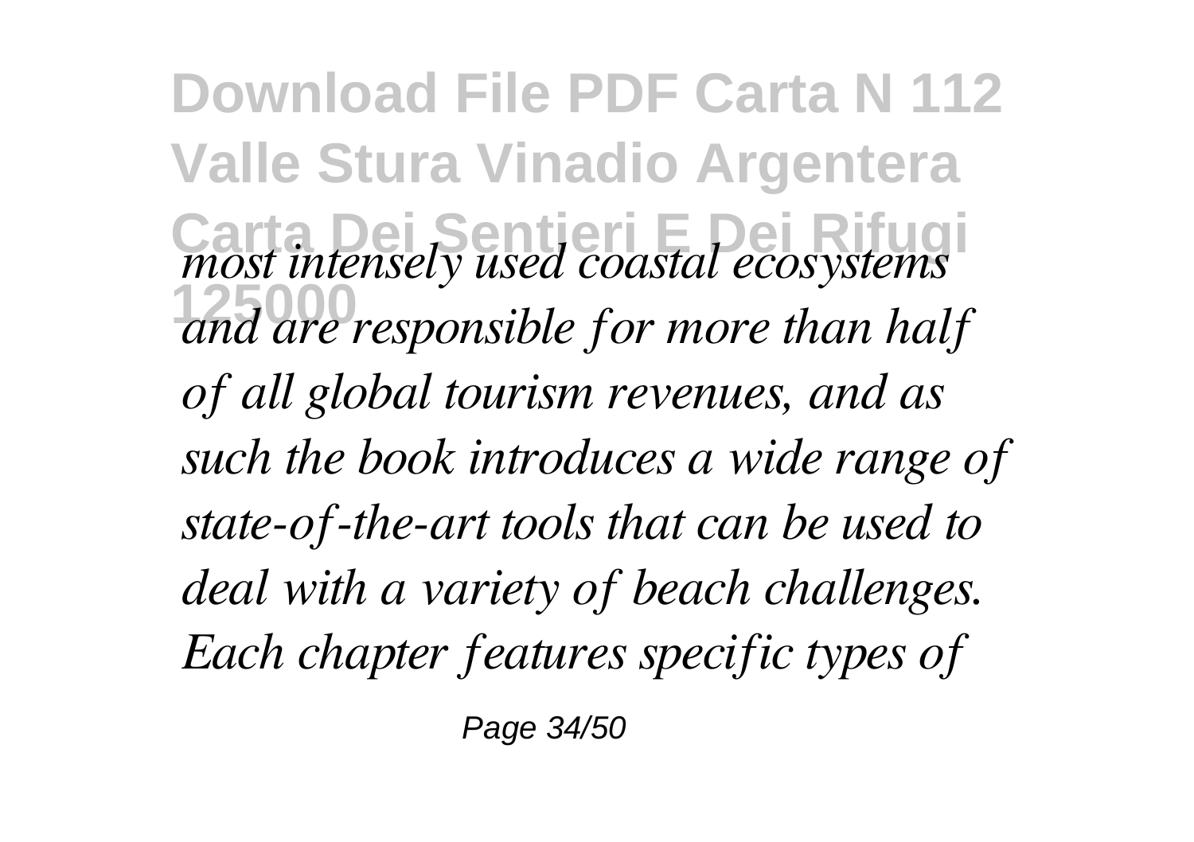*most intensely used coastal ecosystems and are responsible for more than half of all global tourism revenues, and as such the book introduces a wide range of state-of-the-art tools that can be used to deal with a variety of beach challenges. Each chapter features specific types of*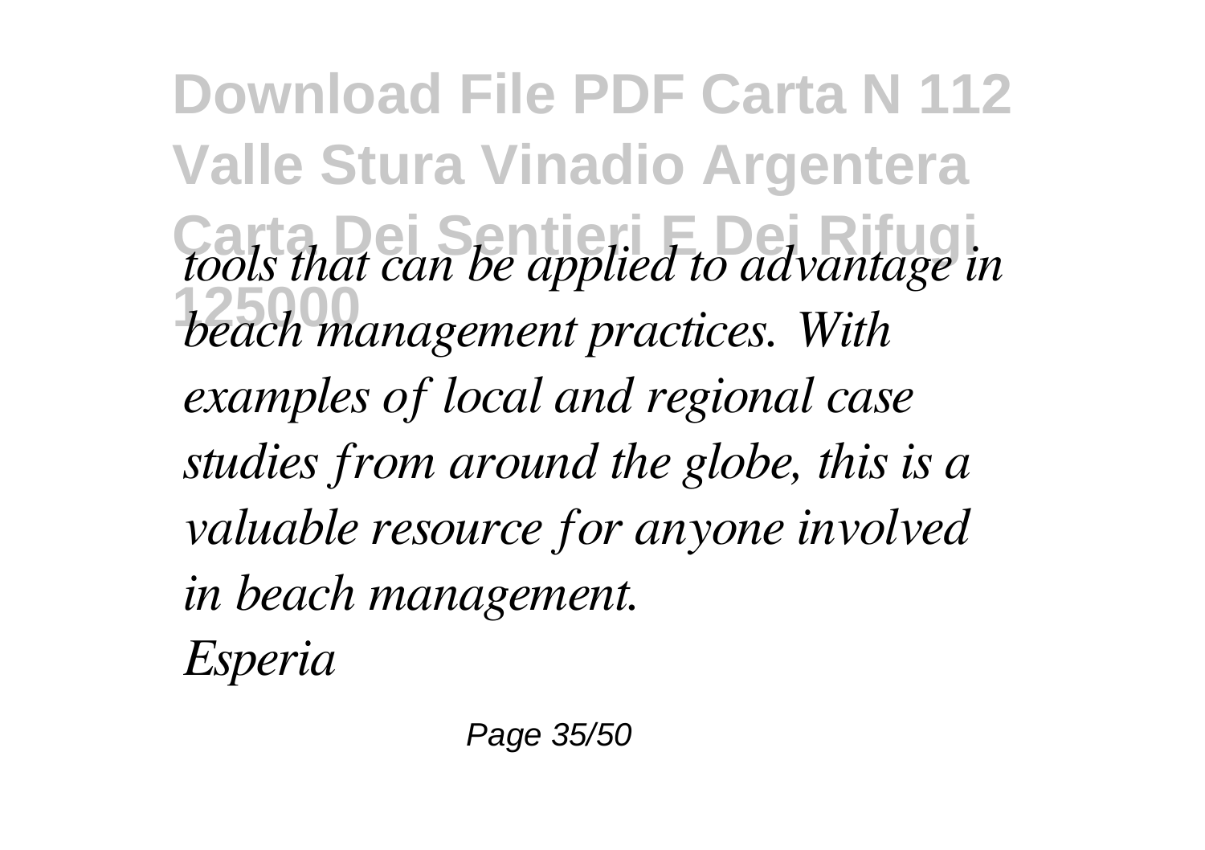*tools that can be applied to advantage in beach management practices. With examples of local and regional case studies from around the globe, this is a valuable resource for anyone involved in beach management.*

*Esperia*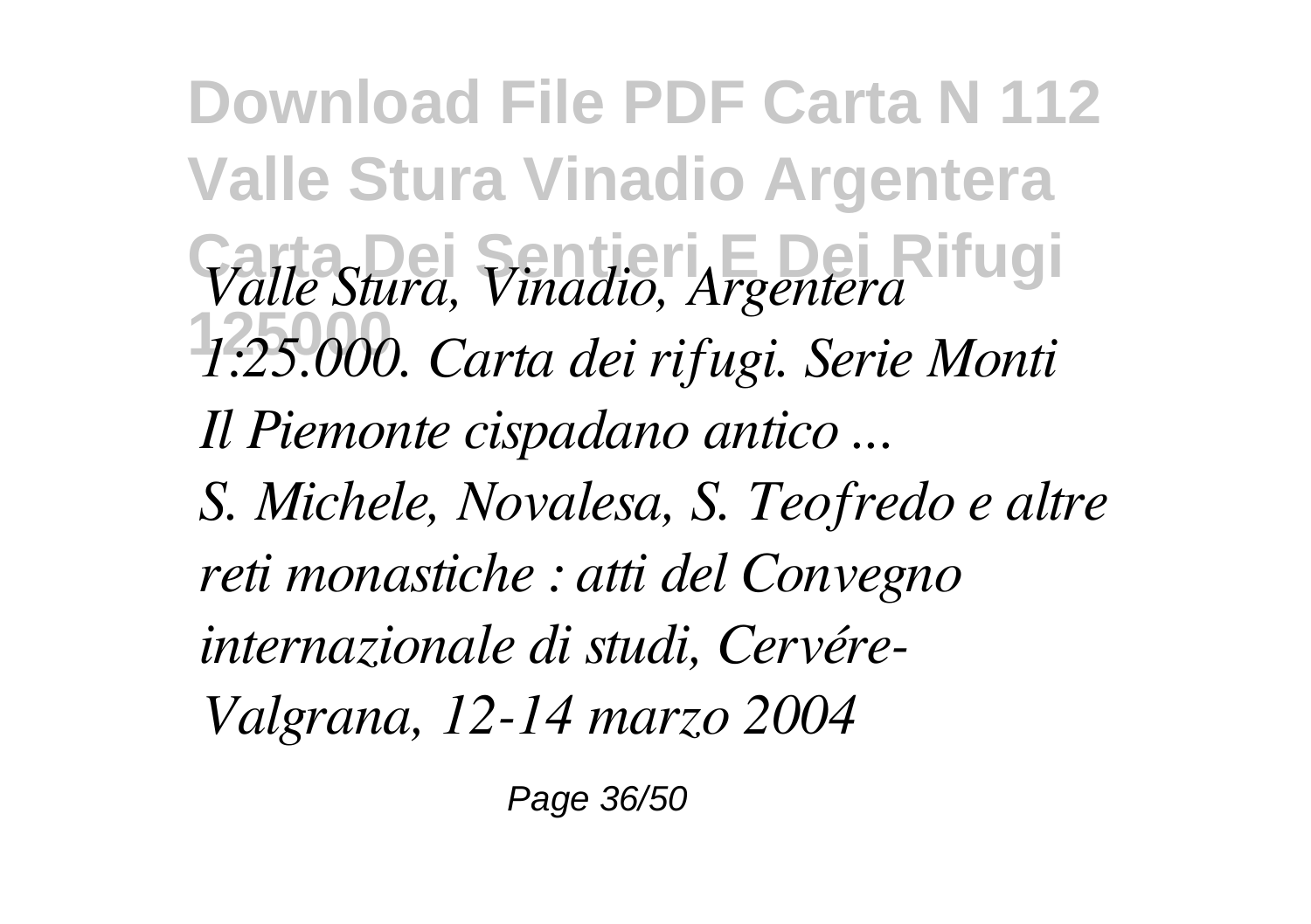*Valle Stura, Vinadio, Argentera 1:25.000. Carta dei rifugi. Serie Monti*

*Il Piemonte cispadano antico ...*

*S. Michele, Novalesa, S. Teofredo e altre reti monastiche : atti del Convegno internazionale di studi, Cervére-Valgrana, 12-14 marzo 2004*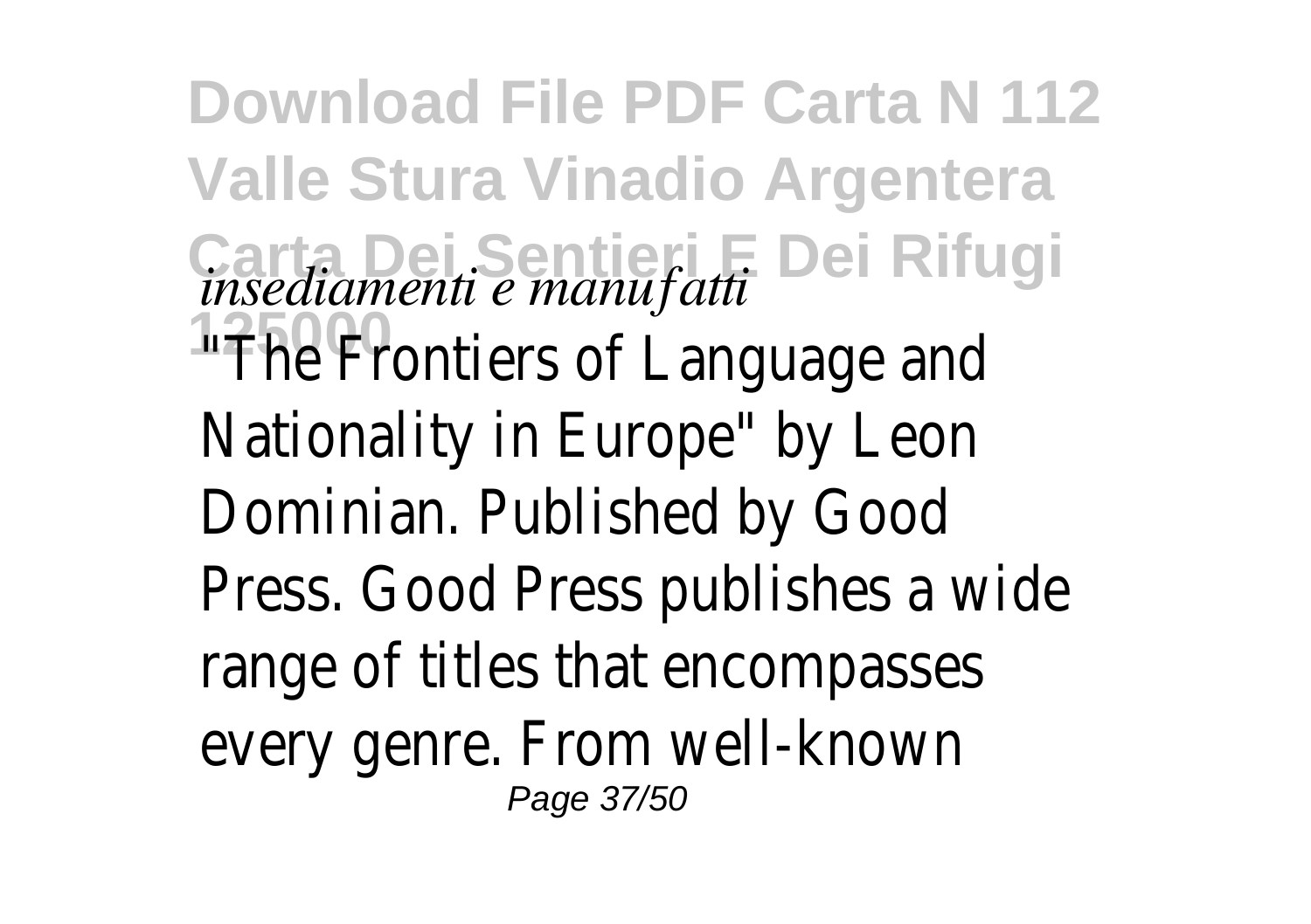*insediamenti e manufatti*

"The Frontiers of Language and Nationality in Europe" by Leon Dominian. Published by Good Press. Good Press publishes a wide range of titles that encompasses every genre. From well-known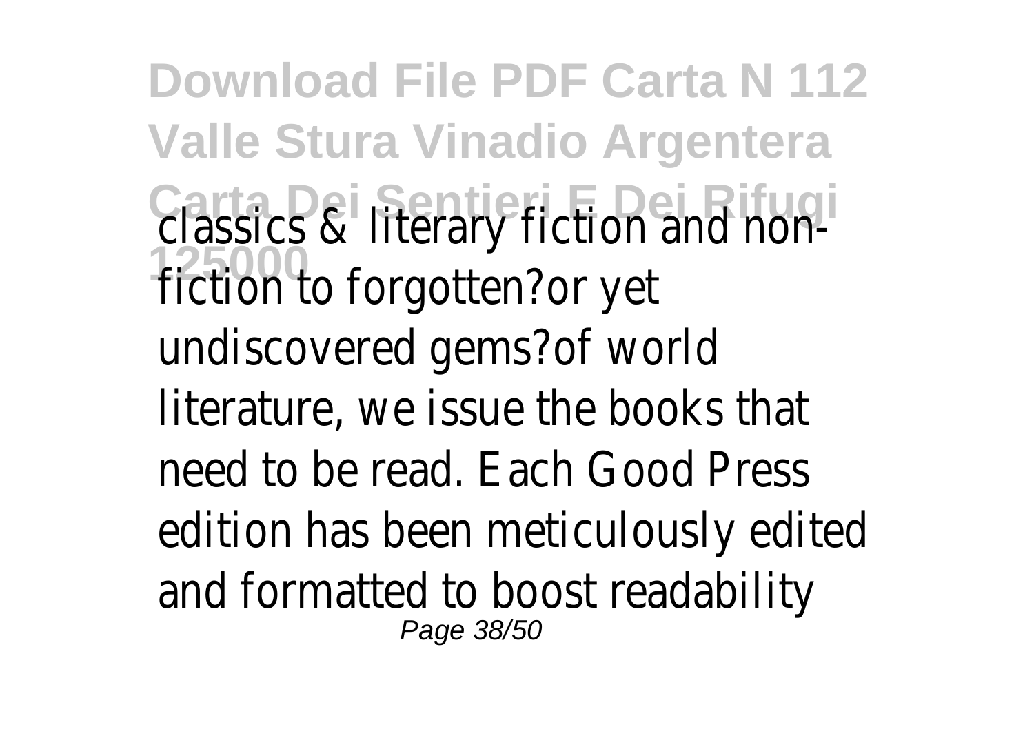classics & literary fiction and non-fiction to forgotten?or yet undiscovered gems?of world literature, we issue the books that need to be read. Each Good Press edition has been meticulously edited and formatted to boost readability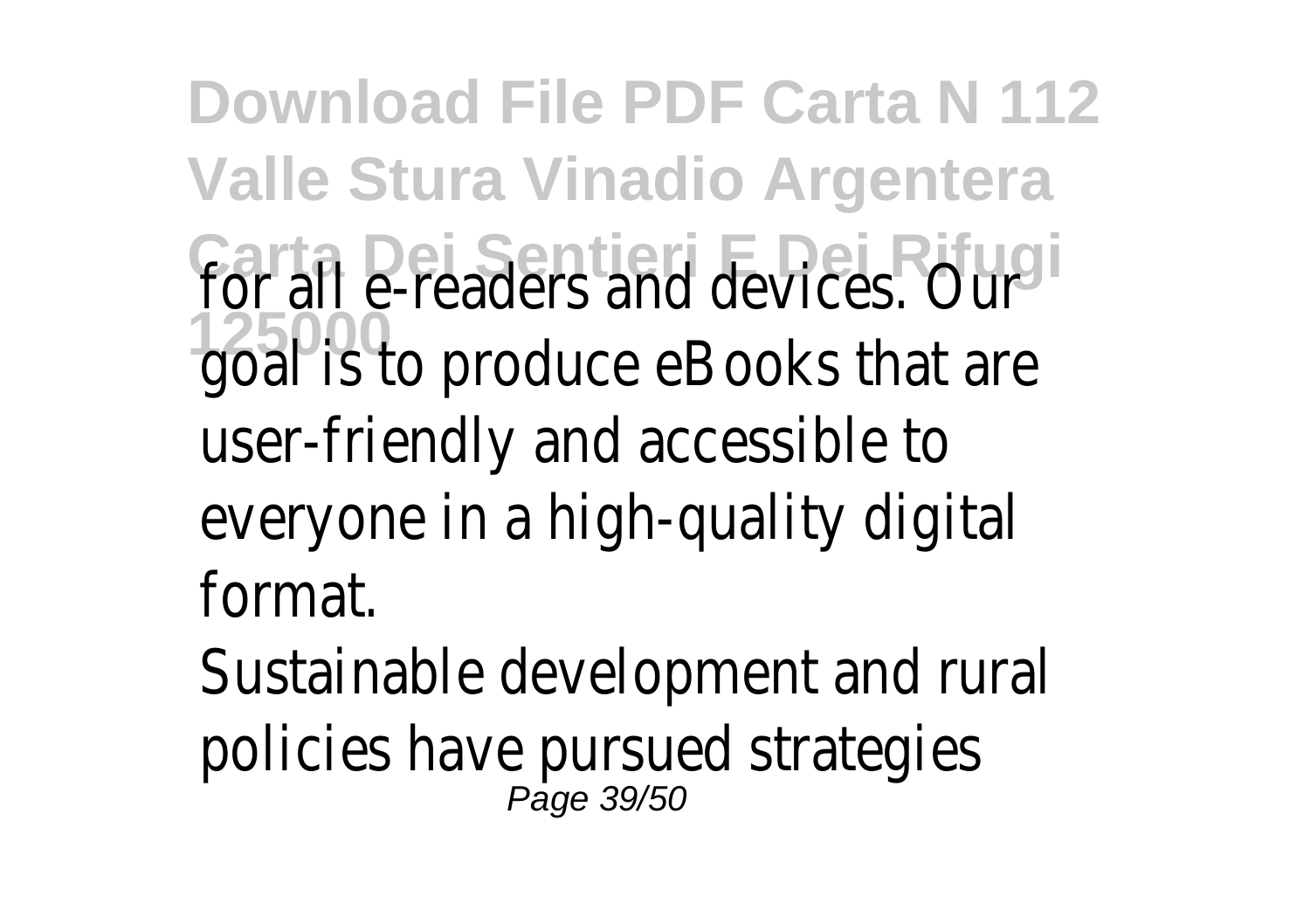for all e-readers and devices. Our goal is to produce eBooks that are user-friendly and accessible to everyone in a high-quality digital format.

Sustainable development and rural policies have pursued strategies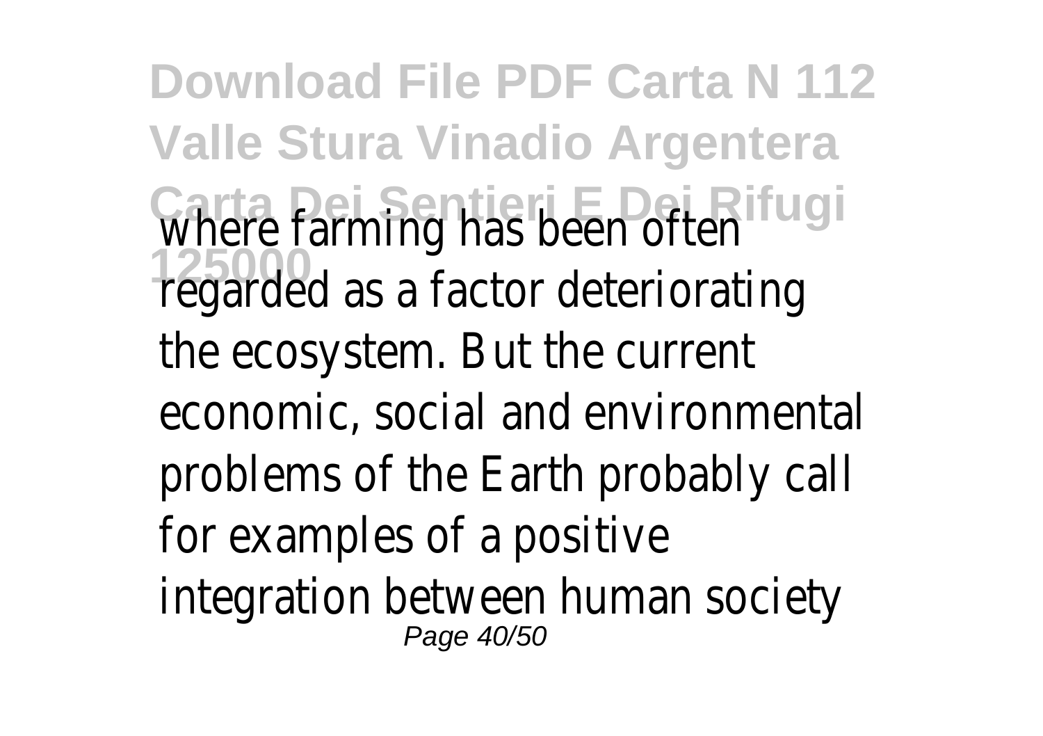where farming has been often regarded as a factor deteriorating the ecosystem. But the current economic, social and environmental problems of the Earth probably call for examples of a positive integration between human society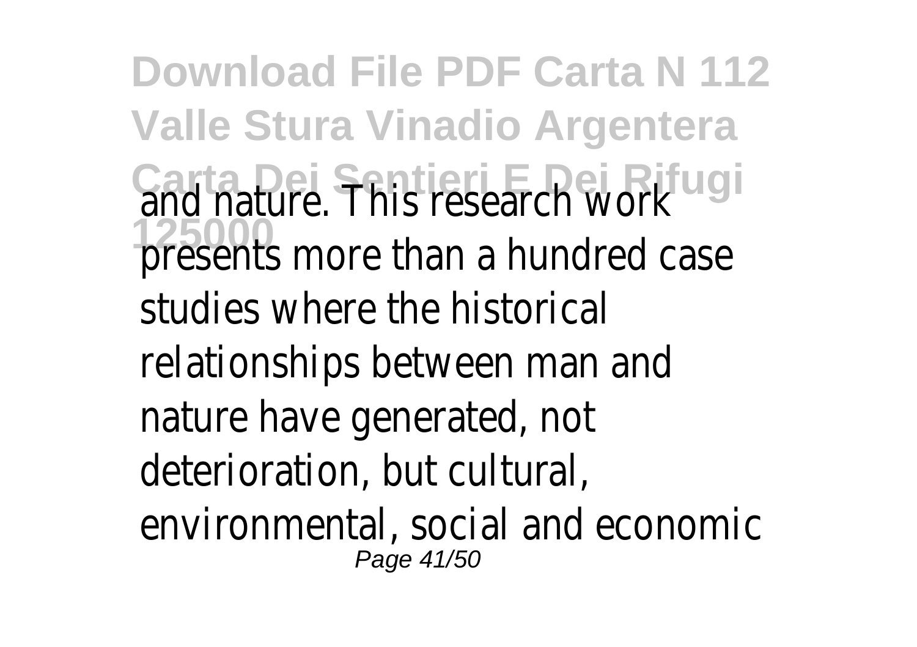and nature. This research work presents more than a hundred case studies where the historical relationships between man and nature have generated, not deterioration, but cultural, environmental, social and economic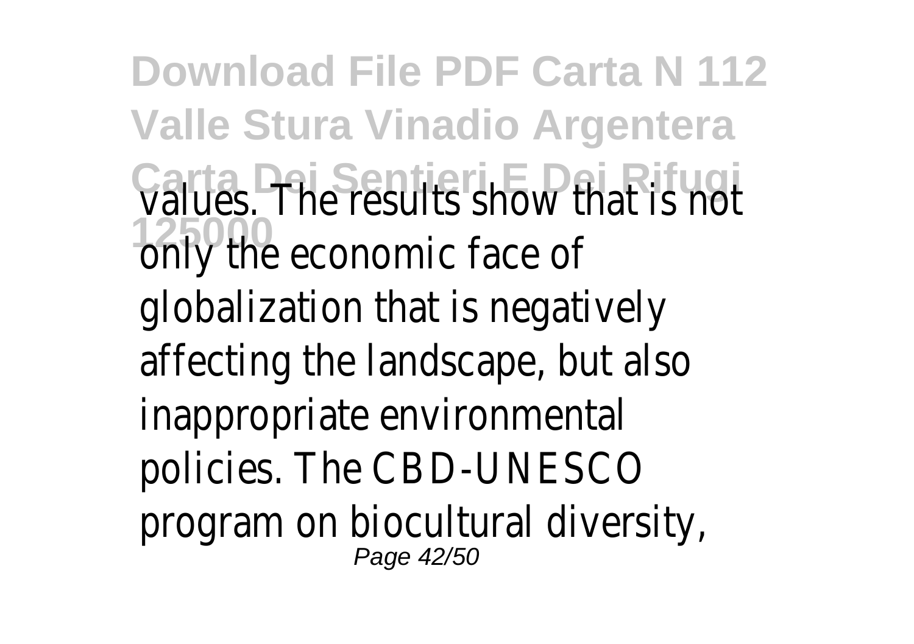values. The results show that is not only the economic face of globalization that is negatively affecting the landscape, but also inappropriate environmental policies. The CBD-UNESCO program on biocultural diversity,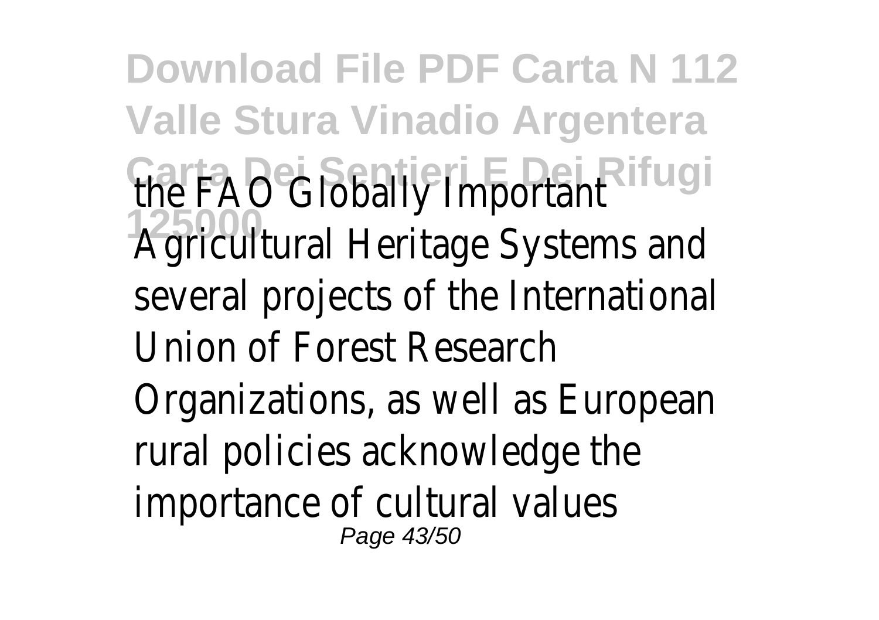the FAO Globally Important Agricultural Heritage Systems and several projects of the International Union of Forest Research Organizations, as well as European rural policies acknowledge the importance of cultural values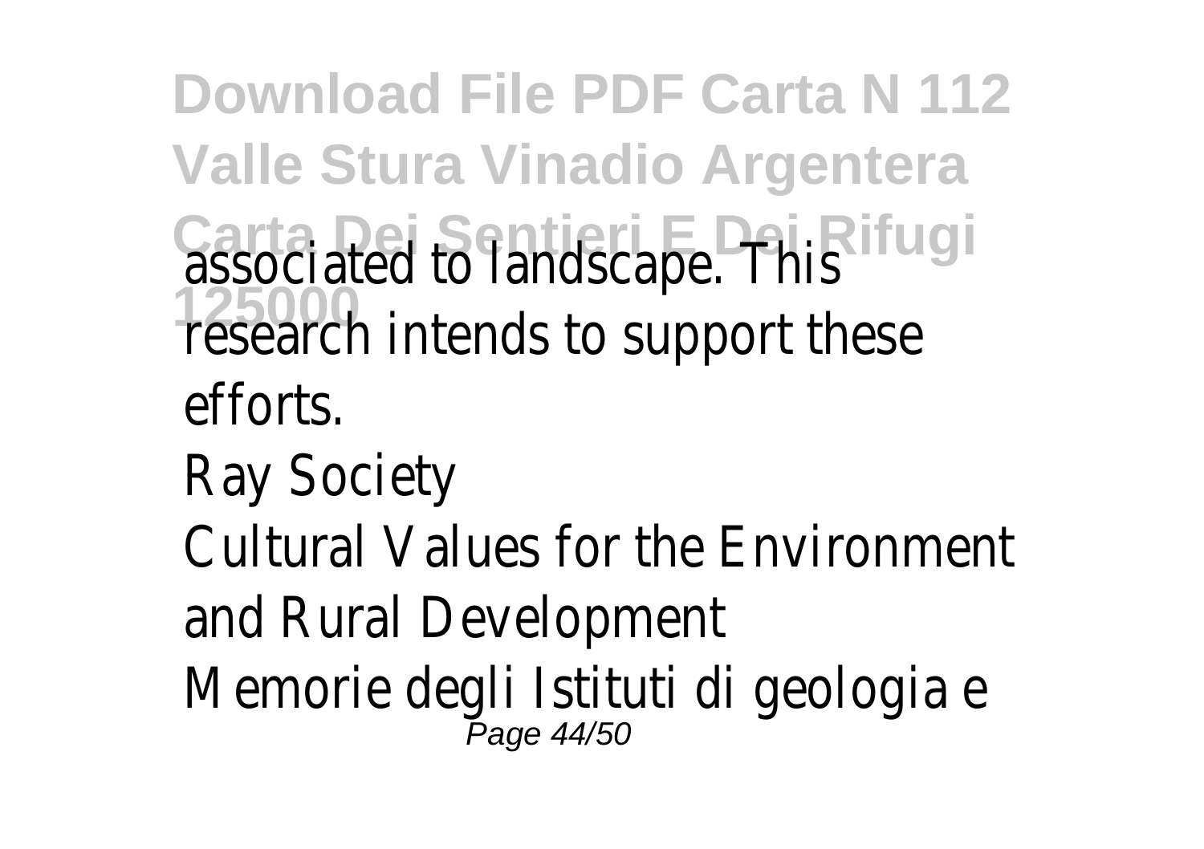associated to landscape. This research intends to support these efforts.

Ray Society

Cultural Values for the Environment and Rural Development

Memorie degli Istituti di geologia e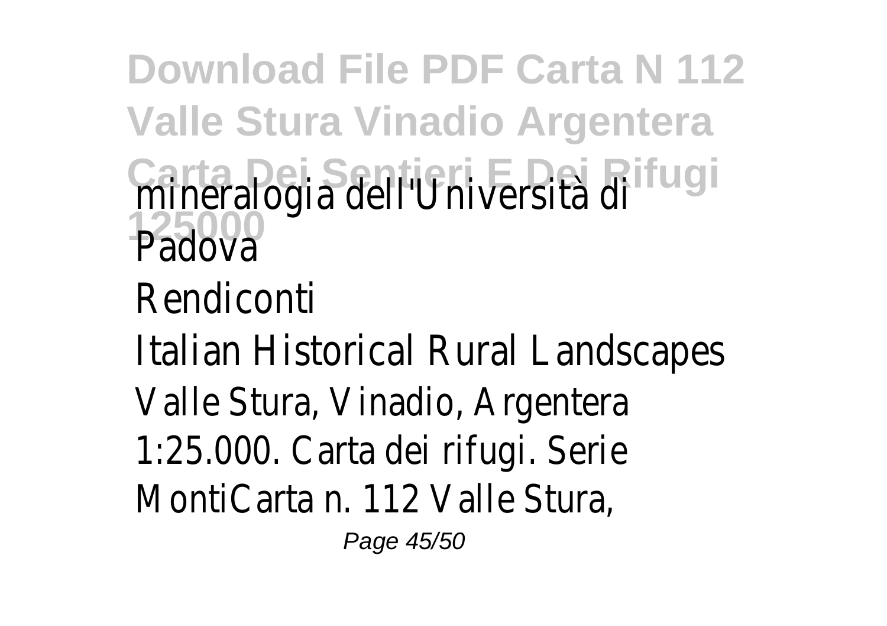mineralogia dell'Università di Padova

Rendiconti

Italian Historical Rural Landscapes

Valle Stura, Vinadio, Argentera 1:25.000. Carta dei rifugi. Serie MontiCarta n. 112 Valle Stura,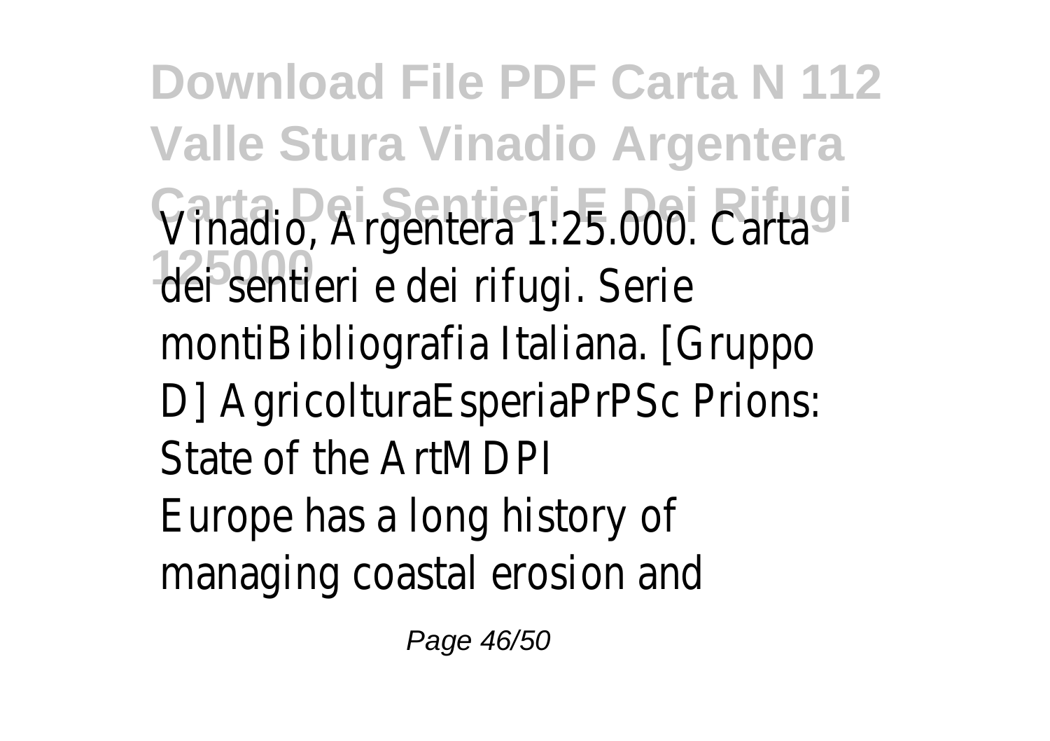# Download File PDF Carta N 112 Valle Stura Vinadio Argentera Carta Dei Sentieri E Dei Rifugi 125000

Vinadio, Argentera 1:25.000. Carta dei sentieri e dei rifugi. Serie montiBibliografia Italiana. [Gruppo D] AgricolturaEsperiaPrPSc Prions: State of the ArtMDPI

Europe has a long history of managing coastal erosion and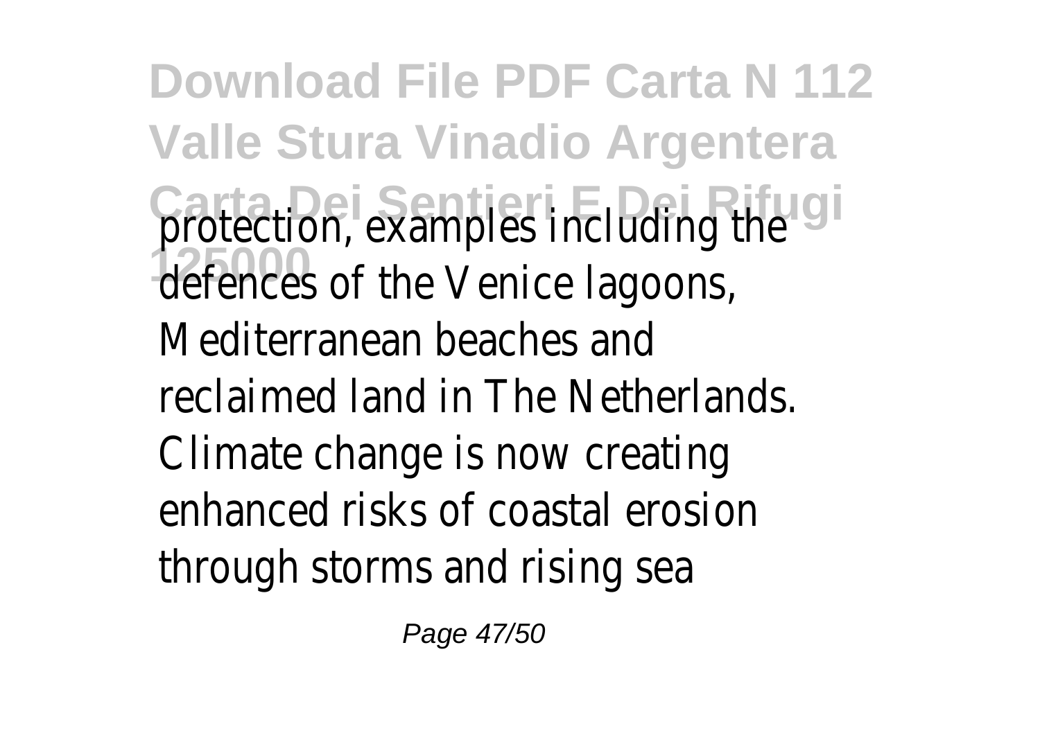protection, examples including the defences of the Venice lagoons, Mediterranean beaches and reclaimed land in The Netherlands. Climate change is now creating enhanced risks of coastal erosion through storms and rising sea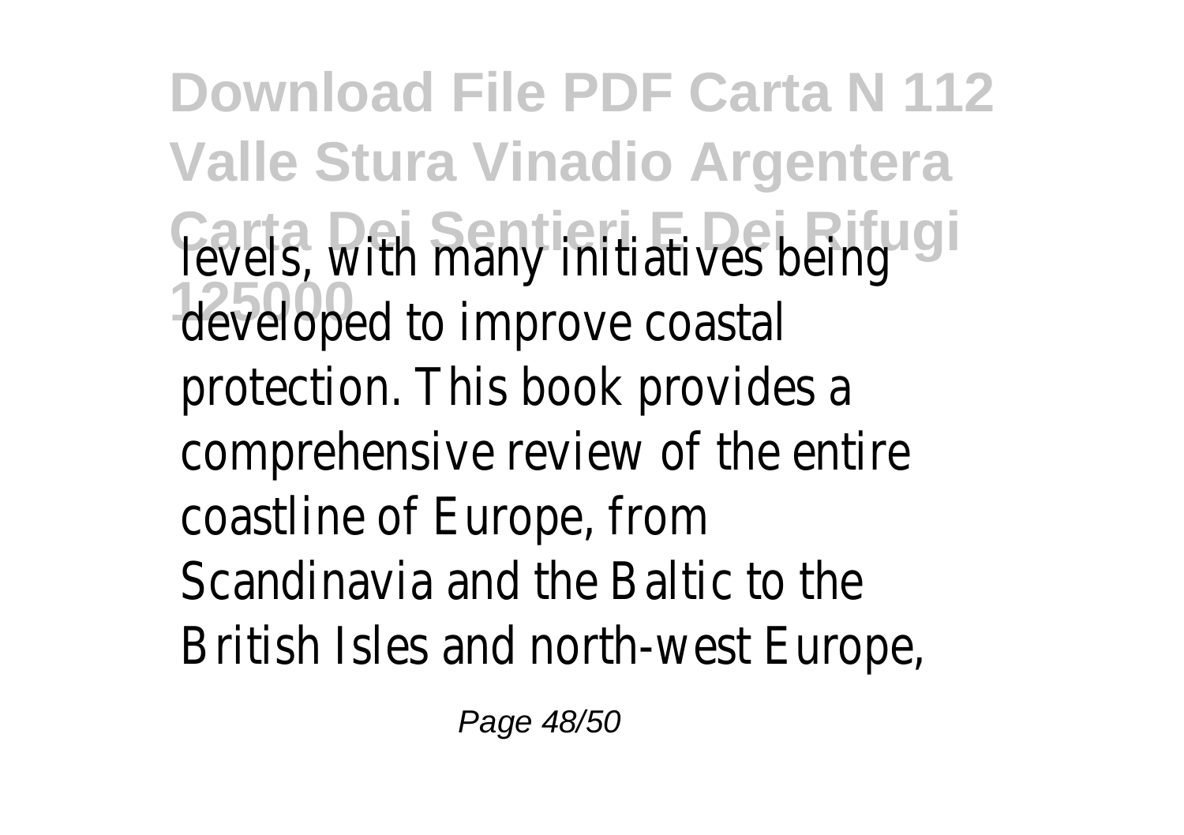levels, with many initiatives being developed to improve coastal protection. This book provides a comprehensive review of the entire coastline of Europe, from Scandinavia and the Baltic to the British Isles and north-west Europe,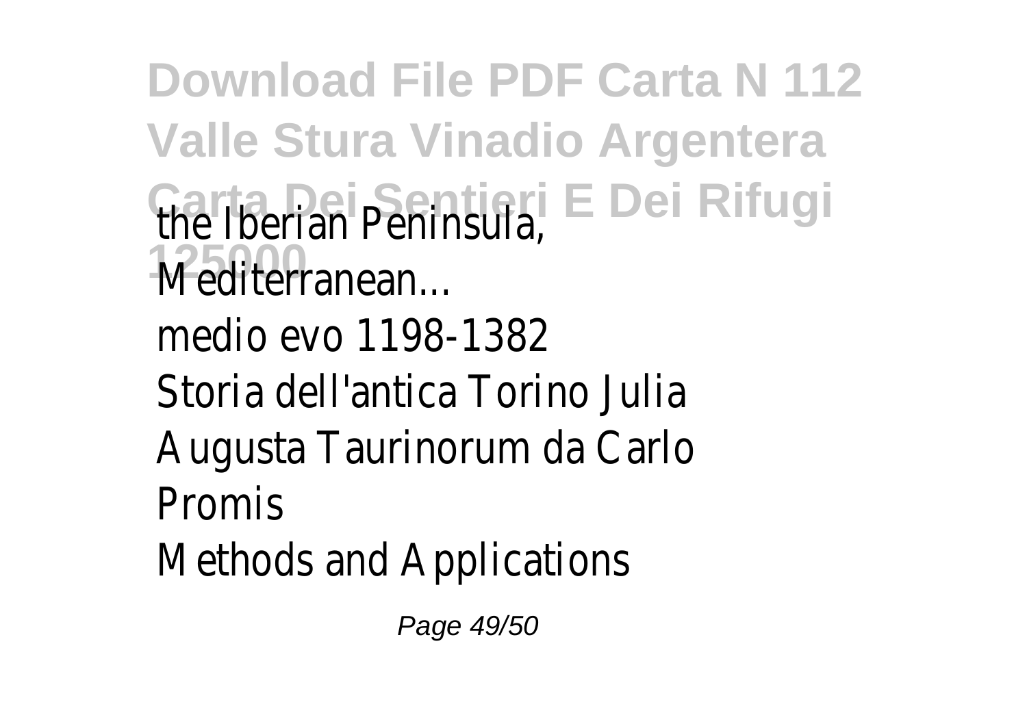the Iberian Peninsula, Mediterranean...

medio evo 1198-1382

Storia dell'antica Torino Julia Augusta Taurinorum da Carlo Promis

Methods and Applications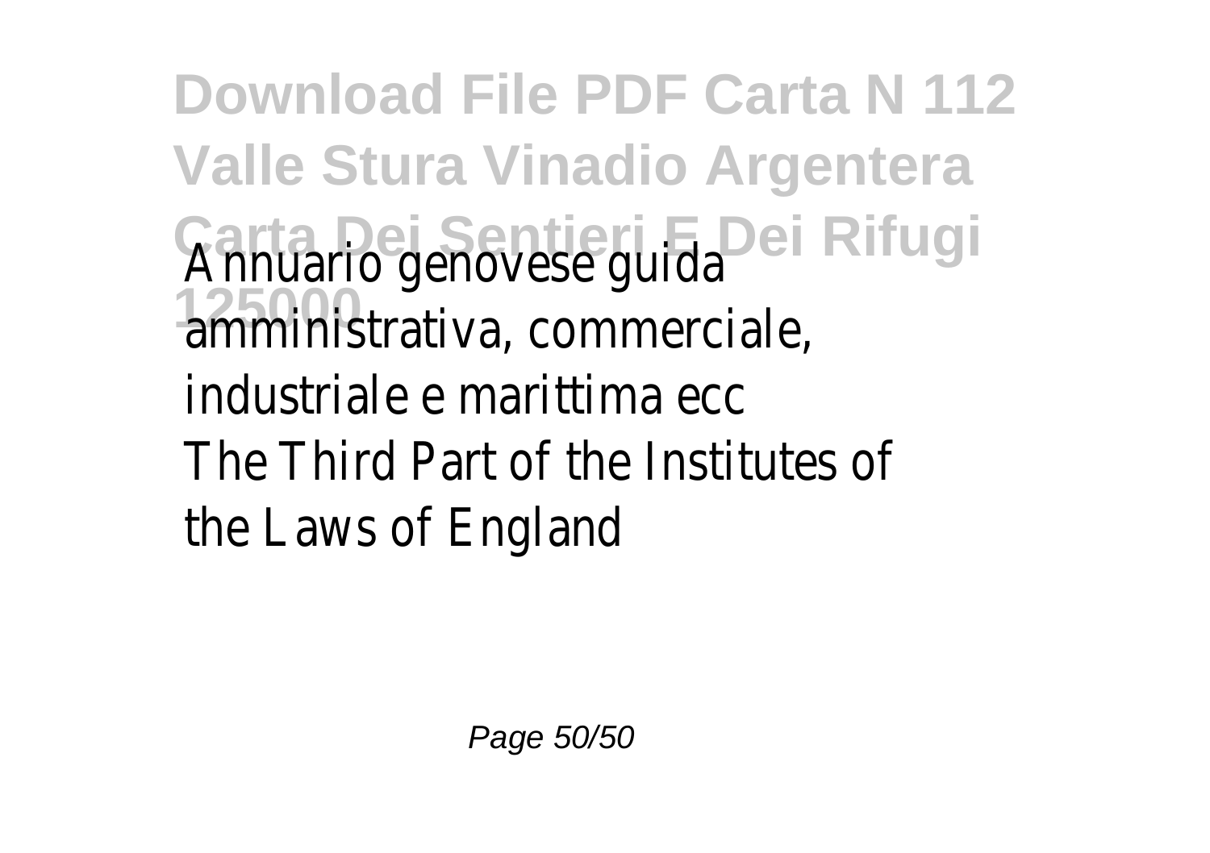Annuario genovese guida amministrativa, commerciale, industriale e marittima ecc
The Third Part of the Institutes of the Laws of England